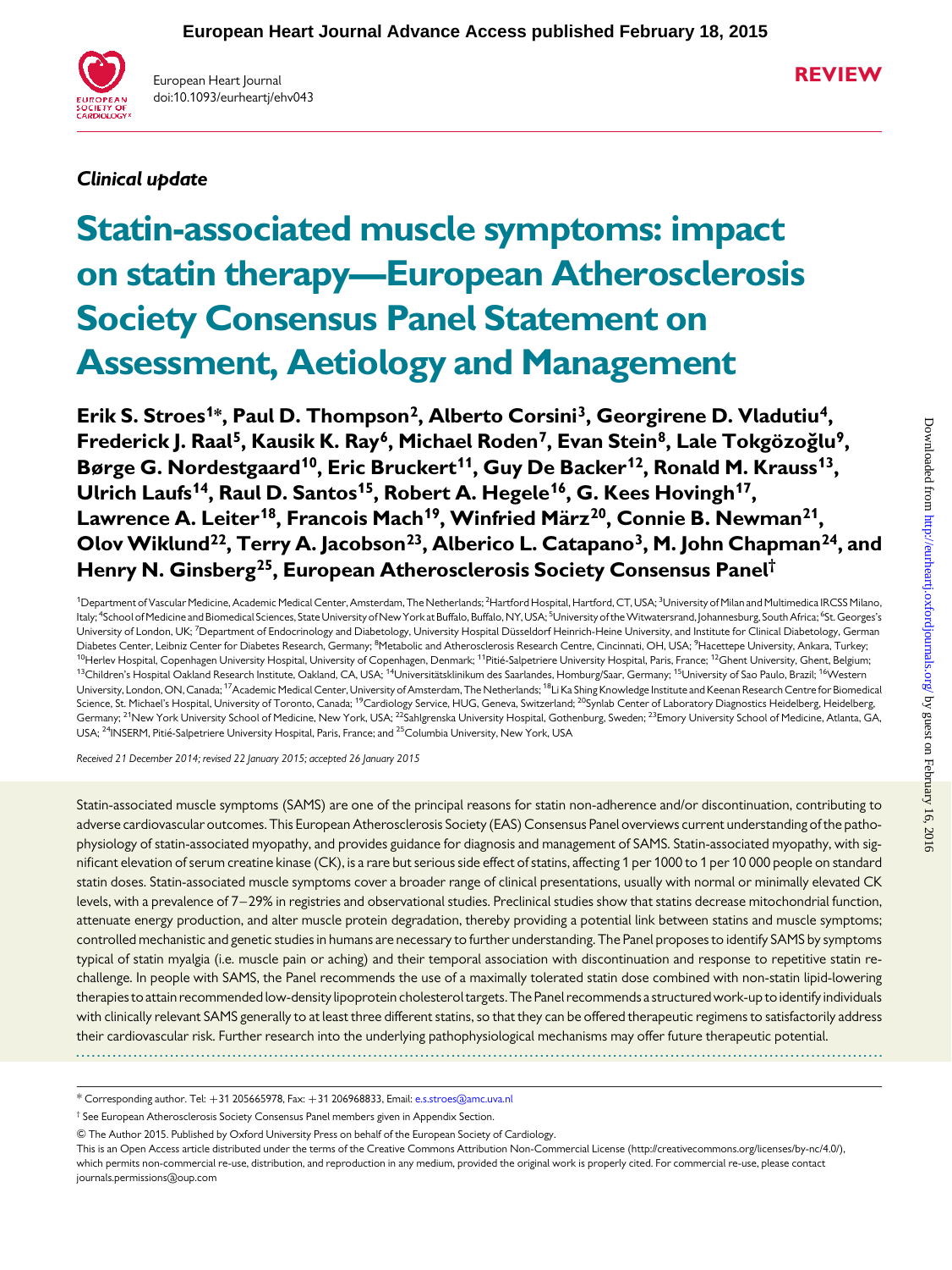European Heart Journal Advance Access published February 18, 2015

European Heart Journal
doi:10.1093/eurheartj/ehv043

**REVIEW**

*Clinical update*

# Statin-associated muscle symptoms: impact on statin therapy—European Atherosclerosis Society Consensus Panel Statement on Assessment, Aetiology and Management

**Erik S. Stroes[1]\*, Paul D. Thompson[2], Alberto Corsini[3], Georgirene D. Vladutiu[4], Frederick J. Raal[5], Kausik K. Ray[6], Michael Roden[7], Evan Stein[8], Lale Tokgözoğlu[9], Børge G. Nordestgaard[10], Eric Bruckert[11], Guy De Backer[12], Ronald M. Krauss[13], Ulrich Laufs[14], Raul D. Santos[15], Robert A. Hegele[16], G. Kees Hovingh[17], Lawrence A. Leiter[18], Francois Mach[19], Winfried März[20], Connie B. Newman[21], Olov Wiklund[22], Terry A. Jacobson[23], Alberico L. Catapano[3], M. John Chapman[24], and Henry N. Ginsberg[25], European Atherosclerosis Society Consensus Panel†**

[1]Department of Vascular Medicine, Academic Medical Center, Amsterdam, The Netherlands; [2]Hartford Hospital, Hartford, CT, USA; [3]University of Milan and Multimedica IRCSS Milano, Italy; [4]School of Medicine and Biomedical Sciences, State University of New York at Buffalo, Buffalo, NY, USA; [5]University of the Witwatersrand, Johannesburg, South Africa; [6]St. Georges's University of London, UK; [7]Department of Endocrinology and Diabetology, University Hospital Düsseldorf Heinrich-Heine University, and Institute for Clinical Diabetology, German Diabetes Center, Leibniz Center for Diabetes Research, Germany; [8]Metabolic and Atherosclerosis Research Centre, Cincinnati, OH, USA; [9]Hacettepe University, Ankara, Turkey; [10]Herlev Hospital, Copenhagen University Hospital, University of Copenhagen, Denmark; [11]Pitié-Salpetriere University Hospital, Paris, France; [12]Ghent University, Ghent, Belgium; [13]Children's Hospital Oakland Research Institute, Oakland, CA, USA; [14]Universitätsklinikum des Saarlandes, Homburg/Saar, Germany; [15]University of Sao Paulo, Brazil; [16]Western University, London, ON, Canada; [17]Academic Medical Center, University of Amsterdam, The Netherlands; [18]Li Ka Shing Knowledge Institute and Keenan Research Centre for Biomedical Science, St. Michael's Hospital, University of Toronto, Canada; [19]Cardiology Service, HUG, Geneva, Switzerland; [20]Synlab Center of Laboratory Diagnostics Heidelberg, Heidelberg, Germany; [21]New York University School of Medicine, New York, USA; [22]Sahlgrenska University Hospital, Gothenburg, Sweden; [23]Emory University School of Medicine, Atlanta, GA, USA; [24]INSERM, Pitié-Salpetriere University Hospital, Paris, France; and [25]Columbia University, New York, USA

*Received 21 December 2014; revised 22 January 2015; accepted 26 January 2015*

Statin-associated muscle symptoms (SAMS) are one of the principal reasons for statin non-adherence and/or discontinuation, contributing to adverse cardiovascular outcomes. This European Atherosclerosis Society (EAS) Consensus Panel overviews current understanding of the pathophysiology of statin-associated myopathy, and provides guidance for diagnosis and management of SAMS. Statin-associated myopathy, with significant elevation of serum creatine kinase (CK), is a rare but serious side effect of statins, affecting 1 per 1000 to 1 per 10 000 people on standard statin doses. Statin-associated muscle symptoms cover a broader range of clinical presentations, usually with normal or minimally elevated CK levels, with a prevalence of 7–29% in registries and observational studies. Preclinical studies show that statins decrease mitochondrial function, attenuate energy production, and alter muscle protein degradation, thereby providing a potential link between statins and muscle symptoms; controlled mechanistic and genetic studies in humans are necessary to further understanding. The Panel proposes to identify SAMS by symptoms typical of statin myalgia (i.e. muscle pain or aching) and their temporal association with discontinuation and response to repetitive statin re-challenge. In people with SAMS, the Panel recommends the use of a maximally tolerated statin dose combined with non-statin lipid-lowering therapies to attain recommended low-density lipoprotein cholesterol targets. The Panel recommends a structured work-up to identify individuals with clinically relevant SAMS generally to at least three different statins, so that they can be offered therapeutic regimens to satisfactorily address their cardiovascular risk. Further research into the underlying pathophysiological mechanisms may offer future therapeutic potential.

\* Corresponding author. Tel: +31 205665978, Fax: +31 206968833, Email: e.s.stroes@amc.uva.nl

† See European Atherosclerosis Society Consensus Panel members given in Appendix Section.

© The Author 2015. Published by Oxford University Press on behalf of the European Society of Cardiology.

This is an Open Access article distributed under the terms of the Creative Commons Attribution Non-Commercial License (http://creativecommons.org/licenses/by-nc/4.0/), which permits non-commercial re-use, distribution, and reproduction in any medium, provided the original work is properly cited. For commercial re-use, please contact journals.permissions@oup.com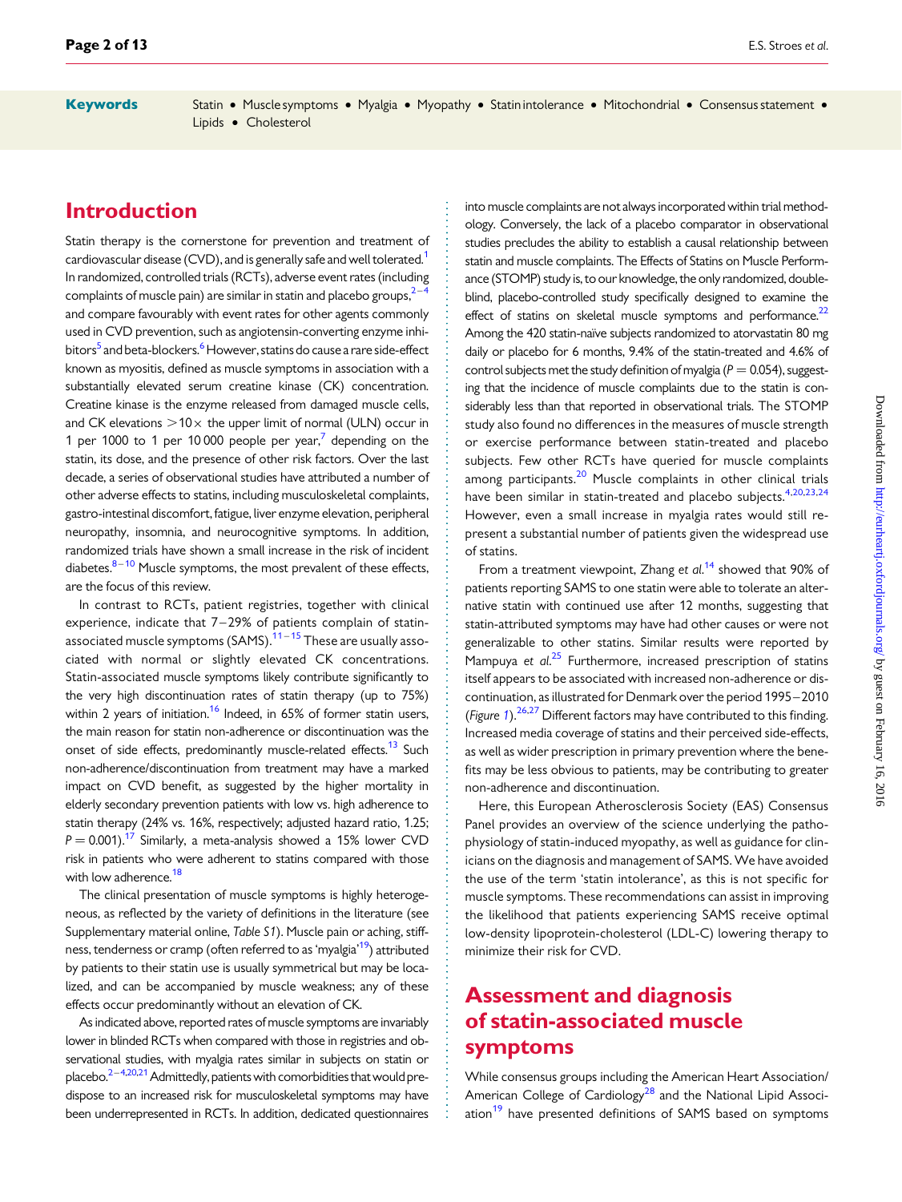**Keywords** Statin • Muscle symptoms • Myalgia • Myopathy • Statin intolerance • Mitochondrial • Consensus statement • Lipids • Cholesterol

## Introduction

Statin therapy is the cornerstone for prevention and treatment of cardiovascular disease (CVD), and is generally safe and well tolerated.[1] In randomized, controlled trials (RCTs), adverse event rates (including complaints of muscle pain) are similar in statin and placebo groups,[2–4] and compare favourably with event rates for other agents commonly used in CVD prevention, such as angiotensin-converting enzyme inhibitors[5] and beta-blockers.[6] However, statins do cause a rare side-effect known as myositis, defined as muscle symptoms in association with a substantially elevated serum creatine kinase (CK) concentration. Creatine kinase is the enzyme released from damaged muscle cells, and CK elevations >10× the upper limit of normal (ULN) occur in 1 per 1000 to 1 per 10 000 people per year,[7] depending on the statin, its dose, and the presence of other risk factors. Over the last decade, a series of observational studies have attributed a number of other adverse effects to statins, including musculoskeletal complaints, gastro-intestinal discomfort, fatigue, liver enzyme elevation, peripheral neuropathy, insomnia, and neurocognitive symptoms. In addition, randomized trials have shown a small increase in the risk of incident diabetes.[8–10] Muscle symptoms, the most prevalent of these effects, are the focus of this review.

In contrast to RCTs, patient registries, together with clinical experience, indicate that 7–29% of patients complain of statin-associated muscle symptoms (SAMS).[11–15] These are usually associated with normal or slightly elevated CK concentrations. Statin-associated muscle symptoms likely contribute significantly to the very high discontinuation rates of statin therapy (up to 75%) within 2 years of initiation.[16] Indeed, in 65% of former statin users, the main reason for statin non-adherence or discontinuation was the onset of side effects, predominantly muscle-related effects.[13] Such non-adherence/discontinuation from treatment may have a marked impact on CVD benefit, as suggested by the higher mortality in elderly secondary prevention patients with low vs. high adherence to statin therapy (24% vs. 16%, respectively; adjusted hazard ratio, 1.25; $P = 0.001$).[17] Similarly, a meta-analysis showed a 15% lower CVD risk in patients who were adherent to statins compared with those with low adherence.[18]

The clinical presentation of muscle symptoms is highly heterogeneous, as reflected by the variety of definitions in the literature (see Supplementary material online, *Table S1*). Muscle pain or aching, stiffness, tenderness or cramp (often referred to as 'myalgia'[19]) attributed by patients to their statin use is usually symmetrical but may be localized, and can be accompanied by muscle weakness; any of these effects occur predominantly without an elevation of CK.

As indicated above, reported rates of muscle symptoms are invariably lower in blinded RCTs when compared with those in registries and observational studies, with myalgia rates similar in subjects on statin or placebo.[2–4,20,21] Admittedly, patients with comorbidities that would predispose to an increased risk for musculoskeletal symptoms may have been underrepresented in RCTs. In addition, dedicated questionnaires into muscle complaints are not always incorporated within trial methodology. Conversely, the lack of a placebo comparator in observational studies precludes the ability to establish a causal relationship between statin and muscle complaints. The Effects of Statins on Muscle Performance (STOMP) study is, to our knowledge, the only randomized, double-blind, placebo-controlled study specifically designed to examine the effect of statins on skeletal muscle symptoms and performance.[22] Among the 420 statin-naïve subjects randomized to atorvastatin 80 mg daily or placebo for 6 months, 9.4% of the statin-treated and 4.6% of control subjects met the study definition of myalgia ($P = 0.054$), suggesting that the incidence of muscle complaints due to the statin is considerably less than that reported in observational trials. The STOMP study also found no differences in the measures of muscle strength or exercise performance between statin-treated and placebo subjects. Few other RCTs have queried for muscle complaints among participants.[20] Muscle complaints in other clinical trials have been similar in statin-treated and placebo subjects.[4,20,23,24] However, even a small increase in myalgia rates would still represent a substantial number of patients given the widespread use of statins.

From a treatment viewpoint, Zhang *et al.*[14] showed that 90% of patients reporting SAMS to one statin were able to tolerate an alternative statin with continued use after 12 months, suggesting that statin-attributed symptoms may have had other causes or were not generalizable to other statins. Similar results were reported by Mampuya *et al.*[25] Furthermore, increased prescription of statins itself appears to be associated with increased non-adherence or discontinuation, as illustrated for Denmark over the period 1995–2010 (*Figure 1*).[26,27] Different factors may have contributed to this finding. Increased media coverage of statins and their perceived side-effects, as well as wider prescription in primary prevention where the benefits may be less obvious to patients, may be contributing to greater non-adherence and discontinuation.

Here, this European Atherosclerosis Society (EAS) Consensus Panel provides an overview of the science underlying the pathophysiology of statin-induced myopathy, as well as guidance for clinicians on the diagnosis and management of SAMS. We have avoided the use of the term 'statin intolerance', as this is not specific for muscle symptoms. These recommendations can assist in improving the likelihood that patients experiencing SAMS receive optimal low-density lipoprotein-cholesterol (LDL-C) lowering therapy to minimize their risk for CVD.

## Assessment and diagnosis of statin-associated muscle symptoms

While consensus groups including the American Heart Association/American College of Cardiology[28] and the National Lipid Association[19] have presented definitions of SAMS based on symptoms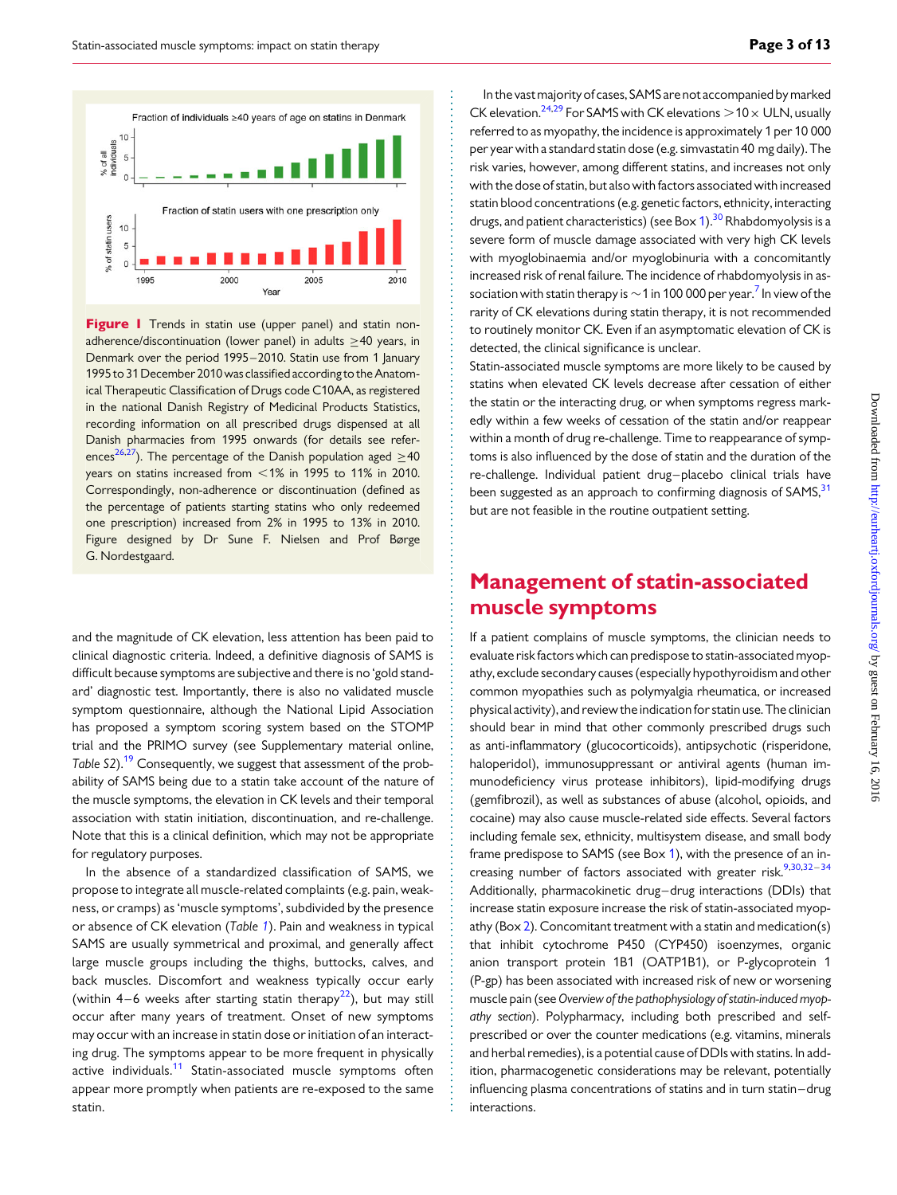Figure 1 Trends in statin use (upper panel) and statin non-adherence/discontinuation (lower panel) in adults ≥40 years, in Denmark over the period 1995–2010. Statin use from 1 January 1995 to 31 December 2010 was classified according to the Anatomical Therapeutic Classification of Drugs code C10AA, as registered in the national Danish Registry of Medicinal Products Statistics, recording information on all prescribed drugs dispensed at all Danish pharmacies from 1995 onwards (for details see references[26,27]). The percentage of the Danish population aged ≥40 years on statins increased from <1% in 1995 to 11% in 2010. Correspondingly, non-adherence or discontinuation (defined as the percentage of patients starting statins who only redeemed one prescription) increased from 2% in 1995 to 13% in 2010. Figure designed by Dr Sune F. Nielsen and Prof Børge G. Nordestgaard.

and the magnitude of CK elevation, less attention has been paid to clinical diagnostic criteria. Indeed, a definitive diagnosis of SAMS is difficult because symptoms are subjective and there is no 'gold standard' diagnostic test. Importantly, there is also no validated muscle symptom questionnaire, although the National Lipid Association has proposed a symptom scoring system based on the STOMP trial and the PRIMO survey (see Supplementary material online, *Table S2*).[19] Consequently, we suggest that assessment of the probability of SAMS being due to a statin take account of the nature of the muscle symptoms, the elevation in CK levels and their temporal association with statin initiation, discontinuation, and re-challenge. Note that this is a clinical definition, which may not be appropriate for regulatory purposes.

In the absence of a standardized classification of SAMS, we propose to integrate all muscle-related complaints (e.g. pain, weakness, or cramps) as 'muscle symptoms', subdivided by the presence or absence of CK elevation (*Table 1*). Pain and weakness in typical SAMS are usually symmetrical and proximal, and generally affect large muscle groups including the thighs, buttocks, calves, and back muscles. Discomfort and weakness typically occur early (within 4–6 weeks after starting statin therapy[22]), but may still occur after many years of treatment. Onset of new symptoms may occur with an increase in statin dose or initiation of an interacting drug. The symptoms appear to be more frequent in physically active individuals.[11] Statin-associated muscle symptoms often appear more promptly when patients are re-exposed to the same statin.

In the vast majority of cases, SAMS are not accompanied by marked CK elevation.[24,29] For SAMS with CK elevations >10× ULN, usually referred to as myopathy, the incidence is approximately 1 per 10 000 per year with a standard statin dose (e.g. simvastatin 40 mg daily). The risk varies, however, among different statins, and increases not only with the dose of statin, but also with factors associated with increased statin blood concentrations (e.g. genetic factors, ethnicity, interacting drugs, and patient characteristics) (see Box 1).[30] Rhabdomyolysis is a severe form of muscle damage associated with very high CK levels with myoglobinaemia and/or myoglobinuria with a concomitantly increased risk of renal failure. The incidence of rhabdomyolysis in association with statin therapy is ~1 in 100 000 per year.[7] In view of the rarity of CK elevations during statin therapy, it is not recommended to routinely monitor CK. Even if an asymptomatic elevation of CK is detected, the clinical significance is unclear.

Statin-associated muscle symptoms are more likely to be caused by statins when elevated CK levels decrease after cessation of either the statin or the interacting drug, or when symptoms regress markedly within a few weeks of cessation of the statin and/or reappear within a month of drug re-challenge. Time to reappearance of symptoms is also influenced by the dose of statin and the duration of the re-challenge. Individual patient drug–placebo clinical trials have been suggested as an approach to confirming diagnosis of SAMS,[31] but are not feasible in the routine outpatient setting.

## Management of statin-associated muscle symptoms

If a patient complains of muscle symptoms, the clinician needs to evaluate risk factors which can predispose to statin-associated myopathy, exclude secondary causes (especially hypothyroidism and other common myopathies such as polymyalgia rheumatica, or increased physical activity), and review the indication for statin use. The clinician should bear in mind that other commonly prescribed drugs such as anti-inflammatory (glucocorticoids), antipsychotic (risperidone, haloperidol), immunosuppressant or antiviral agents (human immunodeficiency virus protease inhibitors), lipid-modifying drugs (gemfibrozil), as well as substances of abuse (alcohol, opioids, and cocaine) may also cause muscle-related side effects. Several factors including female sex, ethnicity, multisystem disease, and small body frame predispose to SAMS (see Box 1), with the presence of an increasing number of factors associated with greater risk.[9,30,32–34] Additionally, pharmacokinetic drug–drug interactions (DDIs) that increase statin exposure increase the risk of statin-associated myopathy (Box 2). Concomitant treatment with a statin and medication(s) that inhibit cytochrome P450 (CYP450) isoenzymes, organic anion transport protein 1B1 (OATP1B1), or P-glycoprotein 1 (P-gp) has been associated with increased risk of new or worsening muscle pain (see *Overview of the pathophysiology of statin-induced myopathy section*). Polypharmacy, including both prescribed and self-prescribed or over the counter medications (e.g. vitamins, minerals and herbal remedies), is a potential cause of DDIs with statins. In addition, pharmacogenetic considerations may be relevant, potentially influencing plasma concentrations of statins and in turn statin–drug interactions.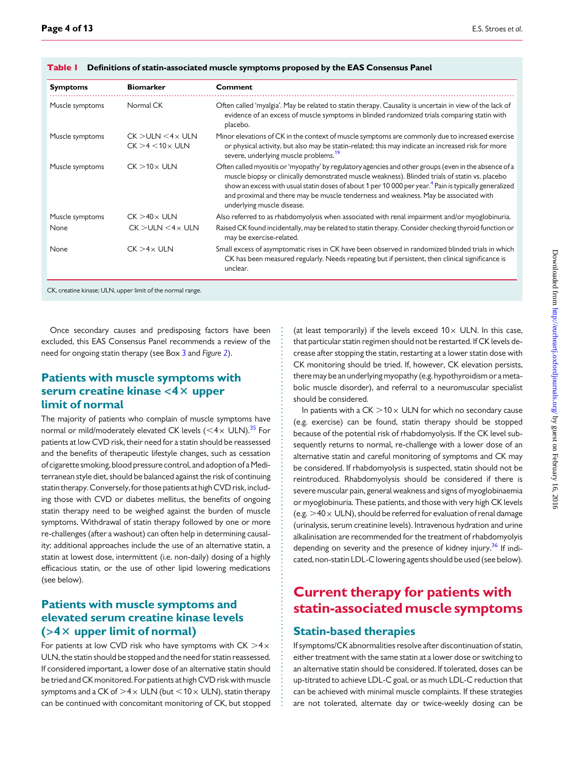**Table 1 Definitions of statin-associated muscle symptoms proposed by the EAS Consensus Panel**

| Symptoms | Biomarker | Comment |
|---|---|---|
| Muscle symptoms | Normal CK | Often called 'myalgia'. May be related to statin therapy. Causality is uncertain in view of the lack of evidence of an excess of muscle symptoms in blinded randomized trials comparing statin with placebo. |
| Muscle symptoms | CK >ULN <4× ULN<br>CK >4 <10× ULN | Minor elevations of CK in the context of muscle symptoms are commonly due to increased exercise or physical activity, but also may be statin-related; this may indicate an increased risk for more severe, underlying muscle problems.[19] |
| Muscle symptoms | CK >10× ULN | Often called myositis or 'myopathy' by regulatory agencies and other groups (even in the absence of a muscle biopsy or clinically demonstrated muscle weakness). Blinded trials of statin vs. placebo show an excess with usual statin doses of about 1 per 10 000 per year.[4] Pain is typically generalized and proximal and there may be muscle tenderness and weakness. May be associated with underlying muscle disease. |
| Muscle symptoms | CK >40× ULN | Also referred to as rhabdomyolysis when associated with renal impairment and/or myoglobinuria. |
| None | CK >ULN <4× ULN | Raised CK found incidentally, may be related to statin therapy. Consider checking thyroid function or may be exercise-related. |
| None | CK >4× ULN | Small excess of asymptomatic rises in CK have been observed in randomized blinded trials in which CK has been measured regularly. Needs repeating but if persistent, then clinical significance is unclear. |

CK, creatine kinase; ULN, upper limit of the normal range.

Once secondary causes and predisposing factors have been excluded, this EAS Consensus Panel recommends a review of the need for ongoing statin therapy (see Box 3 and *Figure 2*).

## Patients with muscle symptoms with serum creatine kinase <4× upper limit of normal

The majority of patients who complain of muscle symptoms have normal or mild/moderately elevated CK levels (<4× ULN).[35] For patients at low CVD risk, their need for a statin should be reassessed and the benefits of therapeutic lifestyle changes, such as cessation of cigarette smoking, blood pressure control, and adoption of a Mediterranean style diet, should be balanced against the risk of continuing statin therapy. Conversely, for those patients at high CVD risk, including those with CVD or diabetes mellitus, the benefits of ongoing statin therapy need to be weighed against the burden of muscle symptoms. Withdrawal of statin therapy followed by one or more re-challenges (after a washout) can often help in determining causality; additional approaches include the use of an alternative statin, a statin at lowest dose, intermittent (i.e. non-daily) dosing of a highly efficacious statin, or the use of other lipid lowering medications (see below).

## Patients with muscle symptoms and elevated serum creatine kinase levels (>4× upper limit of normal)

For patients at low CVD risk who have symptoms with CK >4× ULN, the statin should be stopped and the need for statin reassessed. If considered important, a lower dose of an alternative statin should be tried and CK monitored. For patients at high CVD risk with muscle symptoms and a CK of >4× ULN (but <10× ULN), statin therapy can be continued with concomitant monitoring of CK, but stopped (at least temporarily) if the levels exceed 10× ULN. In this case, that particular statin regimen should not be restarted. If CK levels decrease after stopping the statin, restarting at a lower statin dose with CK monitoring should be tried. If, however, CK elevation persists, there may be an underlying myopathy (e.g. hypothyroidism or a metabolic muscle disorder), and referral to a neuromuscular specialist should be considered.

In patients with a CK >10× ULN for which no secondary cause (e.g. exercise) can be found, statin therapy should be stopped because of the potential risk of rhabdomyolysis. If the CK level subsequently returns to normal, re-challenge with a lower dose of an alternative statin and careful monitoring of symptoms and CK may be considered. If rhabdomyolysis is suspected, statin should not be reintroduced. Rhabdomyolysis should be considered if there is severe muscular pain, general weakness and signs of myoglobinaemia or myoglobinuria. These patients, and those with very high CK levels (e.g. >40× ULN), should be referred for evaluation of renal damage (urinalysis, serum creatinine levels). Intravenous hydration and urine alkalinisation are recommended for the treatment of rhabdomyolyis depending on severity and the presence of kidney injury.[36] If indicated, non-statin LDL-C lowering agents should be used (see below).

# Current therapy for patients with statin-associated muscle symptoms

## Statin-based therapies

If symptoms/CK abnormalities resolve after discontinuation of statin, either treatment with the same statin at a lower dose or switching to an alternative statin should be considered. If tolerated, doses can be up-titrated to achieve LDL-C goal, or as much LDL-C reduction that can be achieved with minimal muscle complaints. If these strategies are not tolerated, alternate day or twice-weekly dosing can be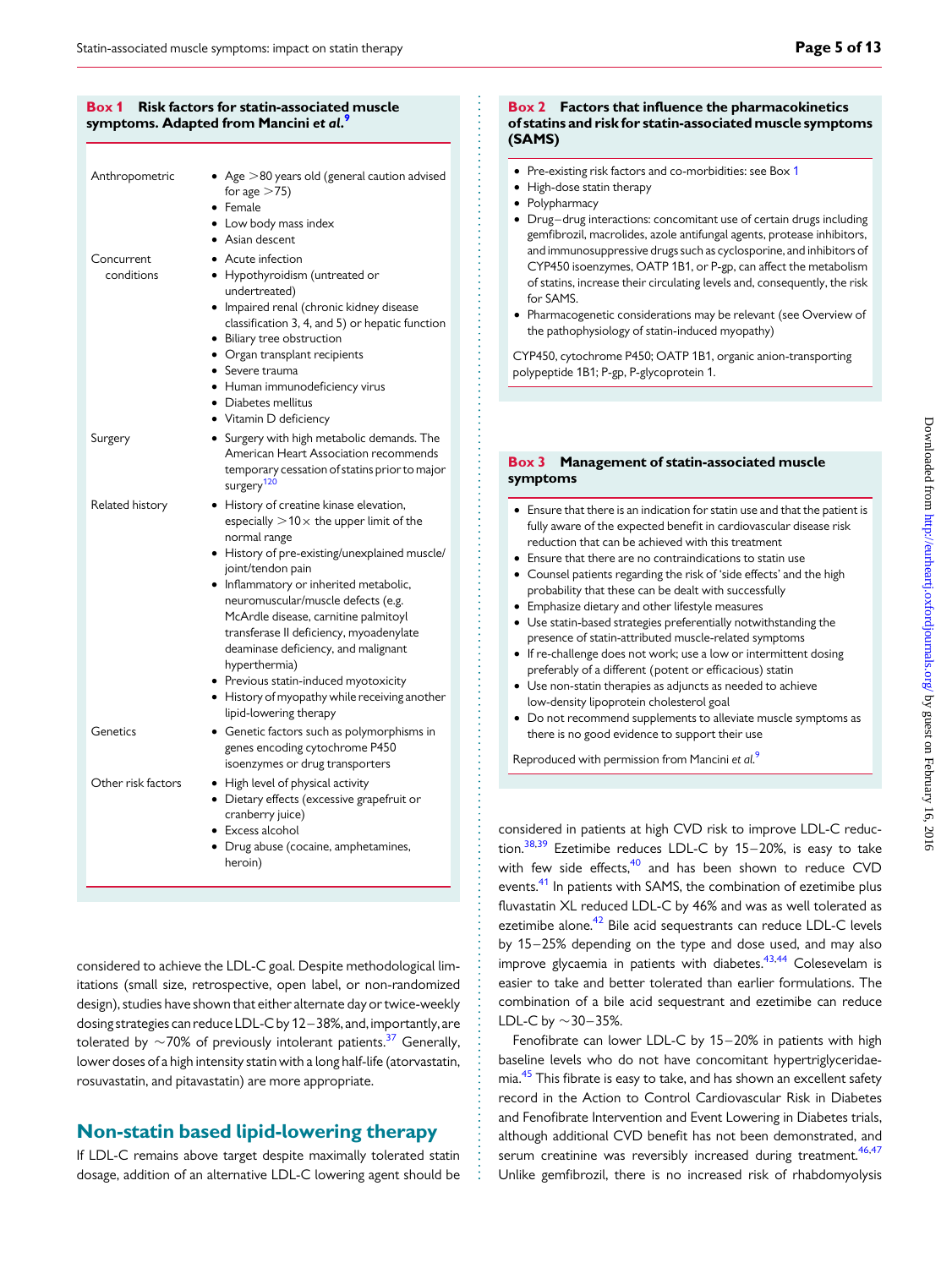**Box 1 Risk factors for statin-associated muscle symptoms. Adapted from Mancini *et al.*[9]**

| | |
|---|---|
| Anthropometric | • Age >80 years old (general caution advised for age >75)<br>• Female<br>• Low body mass index<br>• Asian descent |
| Concurrent conditions | • Acute infection<br>• Hypothyroidism (untreated or undertreated)<br>• Impaired renal (chronic kidney disease classification 3, 4, and 5) or hepatic function<br>• Biliary tree obstruction<br>• Organ transplant recipients<br>• Severe trauma<br>• Human immunodeficiency virus<br>• Diabetes mellitus<br>• Vitamin D deficiency |
| Surgery | • Surgery with high metabolic demands. The American Heart Association recommends temporary cessation of statins prior to major surgery[120] |
| Related history | • History of creatine kinase elevation, especially >10× the upper limit of the normal range<br>• History of pre-existing/unexplained muscle/joint/tendon pain<br>• Inflammatory or inherited metabolic, neuromuscular/muscle defects (e.g. McArdle disease, carnitine palmitoyl transferase II deficiency, myoadenylate deaminase deficiency, and malignant hyperthermia)<br>• Previous statin-induced myotoxicity<br>• History of myopathy while receiving another lipid-lowering therapy |
| Genetics | • Genetic factors such as polymorphisms in genes encoding cytochrome P450 isoenzymes or drug transporters |
| Other risk factors | • High level of physical activity<br>• Dietary effects (excessive grapefruit or cranberry juice)<br>• Excess alcohol<br>• Drug abuse (cocaine, amphetamines, heroin) |

considered to achieve the LDL-C goal. Despite methodological limitations (small size, retrospective, open label, or non-randomized design), studies have shown that either alternate day or twice-weekly dosing strategies can reduce LDL-C by 12–38%, and, importantly, are tolerated by ~70% of previously intolerant patients.[37] Generally, lower doses of a high intensity statin with a long half-life (atorvastatin, rosuvastatin, and pitavastatin) are more appropriate.

## Non-statin based lipid-lowering therapy

If LDL-C remains above target despite maximally tolerated statin dosage, addition of an alternative LDL-C lowering agent should be considered in patients at high CVD risk to improve LDL-C reduction.[38,39] Ezetimibe reduces LDL-C by 15–20%, is easy to take with few side effects,[40] and has been shown to reduce CVD events.[41] In patients with SAMS, the combination of ezetimibe plus fluvastatin XL reduced LDL-C by 46% and was as well tolerated as ezetimibe alone.[42] Bile acid sequestrants can reduce LDL-C levels by 15–25% depending on the type and dose used, and may also improve glycaemia in patients with diabetes.[43,44] Colesevelam is easier to take and better tolerated than earlier formulations. The combination of a bile acid sequestrant and ezetimibe can reduce LDL-C by ~30–35%.

Fenofibrate can lower LDL-C by 15–20% in patients with high baseline levels who do not have concomitant hypertriglyceridaemia.[45] This fibrate is easy to take, and has shown an excellent safety record in the Action to Control Cardiovascular Risk in Diabetes and Fenofibrate Intervention and Event Lowering in Diabetes trials, although additional CVD benefit has not been demonstrated, and serum creatinine was reversibly increased during treatment.[46,47] Unlike gemfibrozil, there is no increased risk of rhabdomyolysis

**Box 2 Factors that influence the pharmacokinetics of statins and risk for statin-associated muscle symptoms (SAMS)**

- Pre-existing risk factors and co-morbidities: see Box 1
- High-dose statin therapy
- Polypharmacy
- Drug–drug interactions: concomitant use of certain drugs including gemfibrozil, macrolides, azole antifungal agents, protease inhibitors, and immunosuppressive drugs such as cyclosporine, and inhibitors of CYP450 isoenzymes, OATP 1B1, or P-gp, can affect the metabolism of statins, increase their circulating levels and, consequently, the risk for SAMS.
- Pharmacogenetic considerations may be relevant (see Overview of the pathophysiology of statin-induced myopathy)

CYP450, cytochrome P450; OATP 1B1, organic anion-transporting polypeptide 1B1; P-gp, P-glycoprotein 1.

**Box 3 Management of statin-associated muscle symptoms**

- Ensure that there is an indication for statin use and that the patient is fully aware of the expected benefit in cardiovascular disease risk reduction that can be achieved with this treatment
- Ensure that there are no contraindications to statin use
- Counsel patients regarding the risk of 'side effects' and the high probability that these can be dealt with successfully
- Emphasize dietary and other lifestyle measures
- Use statin-based strategies preferentially notwithstanding the presence of statin-attributed muscle-related symptoms
- If re-challenge does not work; use a low or intermittent dosing preferably of a different (potent or efficacious) statin
- Use non-statin therapies as adjuncts as needed to achieve low-density lipoprotein cholesterol goal
- Do not recommend supplements to alleviate muscle symptoms as there is no good evidence to support their use

Reproduced with permission from Mancini *et al.*[9]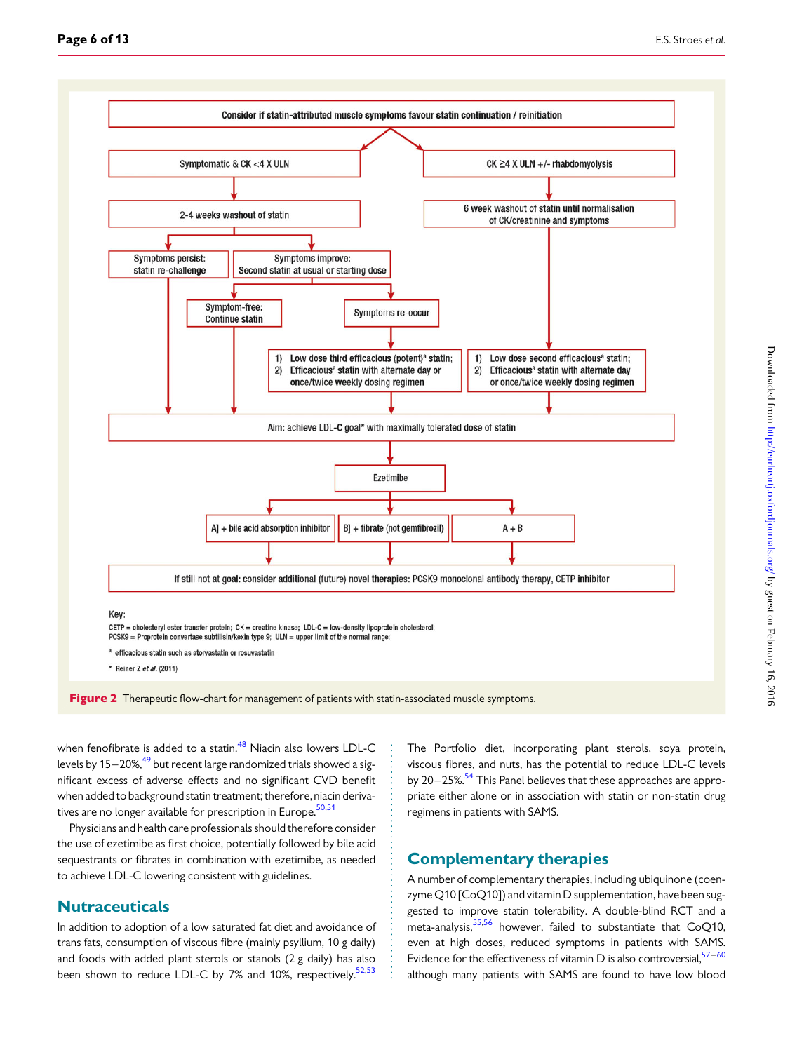Consider if statin-attributed muscle symptoms favour statin continuation / reinitiation

Symptomatic & CK <4 X ULN

CK ≥4 X ULN +/- rhabdomyolysis

2-4 weeks washout of statin

6 week washout of statin until normalisation of CK/creatinine and symptoms

Symptoms persist: statin re-challenge

Symptoms improve: Second statin at usual or starting dose

Symptom-free: Continue statin

Symptoms re-occur

1) Low dose third efficacious (potent)[a] statin;
2) Efficacious[a] statin with alternate day or once/twice weekly dosing regimen

1) Low dose second efficacious[a] statin;
2) Efficacious[a] statin with alternate day or once/twice weekly dosing regimen

Aim: achieve LDL-C goal* with maximally tolerated dose of statin

Ezetimibe

A] + bile acid absorption inhibitor

B] + fibrate (not gemfibrozil)

A + B

If still not at goal: consider additional (future) novel therapies: PCSK9 monoclonal antibody therapy, CETP inhibitor

Key:
CETP = cholesteryl ester transfer protein; CK = creatine kinase; LDL-C = low-density lipoprotein cholesterol;
PCSK9 = Proprotein convertase subtilisin/kexin type 9; ULN = upper limit of the normal range;

[a] efficacious statin such as atorvastatin or rosuvastatin

* Reiner Z *et al.* (2011)

**Figure 2** Therapeutic flow-chart for management of patients with statin-associated muscle symptoms.

when fenofibrate is added to a statin.[48] Niacin also lowers LDL-C levels by 15–20%,[49] but recent large randomized trials showed a significant excess of adverse effects and no significant CVD benefit when added to background statin treatment; therefore, niacin derivatives are no longer available for prescription in Europe.[50,51]

Physicians and health care professionals should therefore consider the use of ezetimibe as first choice, potentially followed by bile acid sequestrants or fibrates in combination with ezetimibe, as needed to achieve LDL-C lowering consistent with guidelines.

## Nutraceuticals

In addition to adoption of a low saturated fat diet and avoidance of trans fats, consumption of viscous fibre (mainly psyllium, 10 g daily) and foods with added plant sterols or stanols (2 g daily) has also been shown to reduce LDL-C by 7% and 10%, respectively.[52,53] The Portfolio diet, incorporating plant sterols, soya protein, viscous fibres, and nuts, has the potential to reduce LDL-C levels by 20–25%.[54] This Panel believes that these approaches are appropriate either alone or in association with statin or non-statin drug regimens in patients with SAMS.

## Complementary therapies

A number of complementary therapies, including ubiquinone (coenzyme Q10 [CoQ10]) and vitamin D supplementation, have been suggested to improve statin tolerability. A double-blind RCT and a meta-analysis,[55,56] however, failed to substantiate that CoQ10, even at high doses, reduced symptoms in patients with SAMS. Evidence for the effectiveness of vitamin D is also controversial,[57–60] although many patients with SAMS are found to have low blood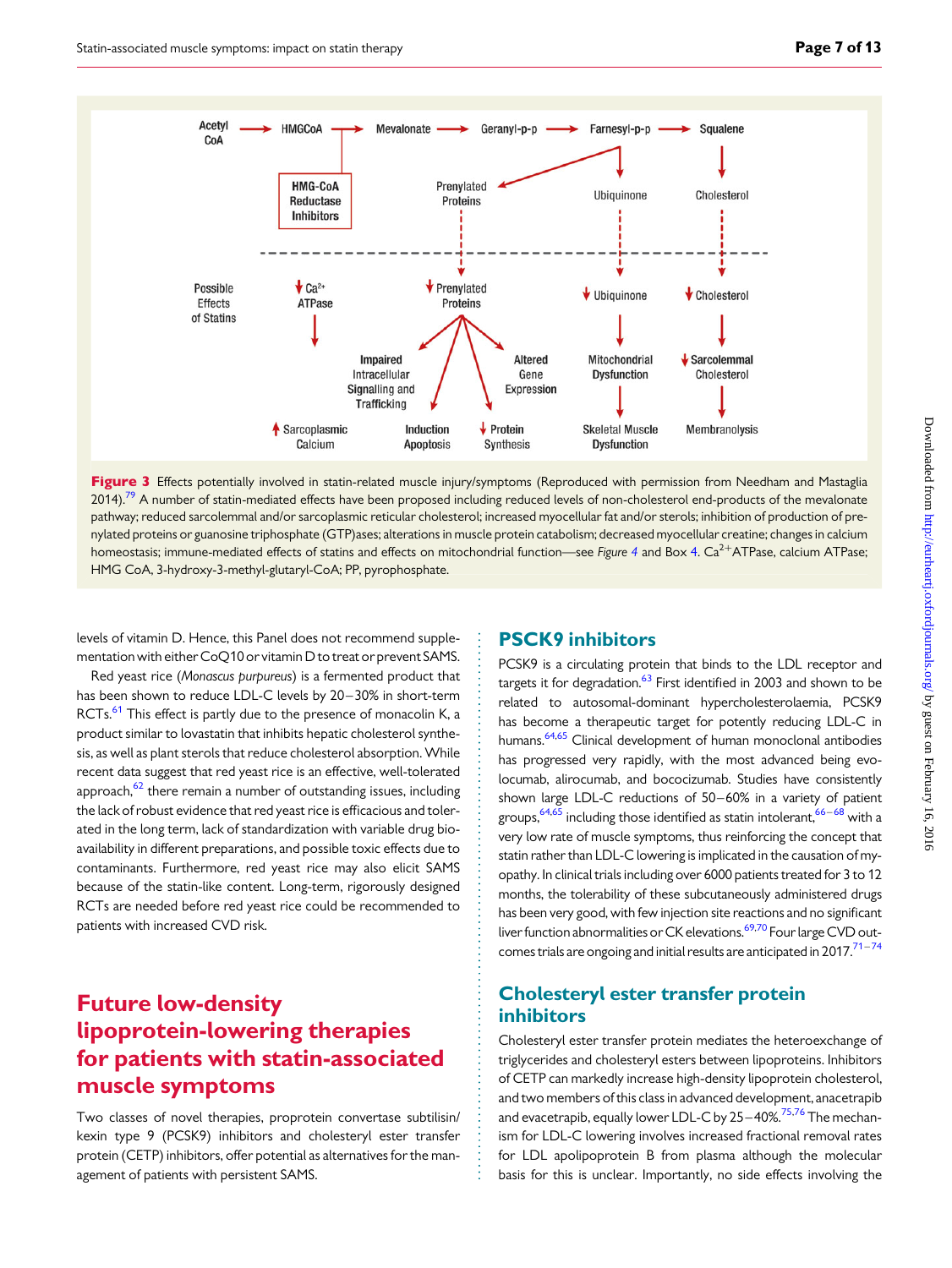Figure 3 Effects potentially involved in statin-related muscle injury/symptoms (Reproduced with permission from Needham and Mastaglia 2014).[79] A number of statin-mediated effects have been proposed including reduced levels of non-cholesterol end-products of the mevalonate pathway; reduced sarcolemmal and/or sarcoplasmic reticular cholesterol; increased myocellular fat and/or sterols; inhibition of production of prenylated proteins or guanosine triphosphate (GTP)ases; alterations in muscle protein catabolism; decreased myocellular creatine; changes in calcium homeostasis; immune-mediated effects of statins and effects on mitochondrial function—see *Figure 4* and Box 4. $Ca^{2+}$ATPase, calcium ATPase; HMG CoA, 3-hydroxy-3-methyl-glutaryl-CoA; PP, pyrophosphate.

levels of vitamin D. Hence, this Panel does not recommend supplementation with either CoQ10 or vitamin D to treat or prevent SAMS.

Red yeast rice (*Monascus purpureus*) is a fermented product that has been shown to reduce LDL-C levels by 20–30% in short-term RCTs.[61] This effect is partly due to the presence of monacolin K, a product similar to lovastatin that inhibits hepatic cholesterol synthesis, as well as plant sterols that reduce cholesterol absorption. While recent data suggest that red yeast rice is an effective, well-tolerated approach,[62] there remain a number of outstanding issues, including the lack of robust evidence that red yeast rice is efficacious and tolerated in the long term, lack of standardization with variable drug bioavailability in different preparations, and possible toxic effects due to contaminants. Furthermore, red yeast rice may also elicit SAMS because of the statin-like content. Long-term, rigorously designed RCTs are needed before red yeast rice could be recommended to patients with increased CVD risk.

## Future low-density lipoprotein-lowering therapies for patients with statin-associated muscle symptoms

Two classes of novel therapies, proprotein convertase subtilisin/kexin type 9 (PCSK9) inhibitors and cholesteryl ester transfer protein (CETP) inhibitors, offer potential as alternatives for the management of patients with persistent SAMS.

### PSCK9 inhibitors

PCSK9 is a circulating protein that binds to the LDL receptor and targets it for degradation.[63] First identified in 2003 and shown to be related to autosomal-dominant hypercholesterolaemia, PCSK9 has become a therapeutic target for potently reducing LDL-C in humans.[64,65] Clinical development of human monoclonal antibodies has progressed very rapidly, with the most advanced being evolocumab, alirocumab, and bococizumab. Studies have consistently shown large LDL-C reductions of 50–60% in a variety of patient groups,[64,65] including those identified as statin intolerant,[66–68] with a very low rate of muscle symptoms, thus reinforcing the concept that statin rather than LDL-C lowering is implicated in the causation of myopathy. In clinical trials including over 6000 patients treated for 3 to 12 months, the tolerability of these subcutaneously administered drugs has been very good, with few injection site reactions and no significant liver function abnormalities or CK elevations.[69,70] Four large CVD outcomes trials are ongoing and initial results are anticipated in 2017.[71–74]

### Cholesteryl ester transfer protein inhibitors

Cholesteryl ester transfer protein mediates the heteroexchange of triglycerides and cholesteryl esters between lipoproteins. Inhibitors of CETP can markedly increase high-density lipoprotein cholesterol, and two members of this class in advanced development, anacetrapib and evacetrapib, equally lower LDL-C by 25–40%.[75,76] The mechanism for LDL-C lowering involves increased fractional removal rates for LDL apolipoprotein B from plasma although the molecular basis for this is unclear. Importantly, no side effects involving the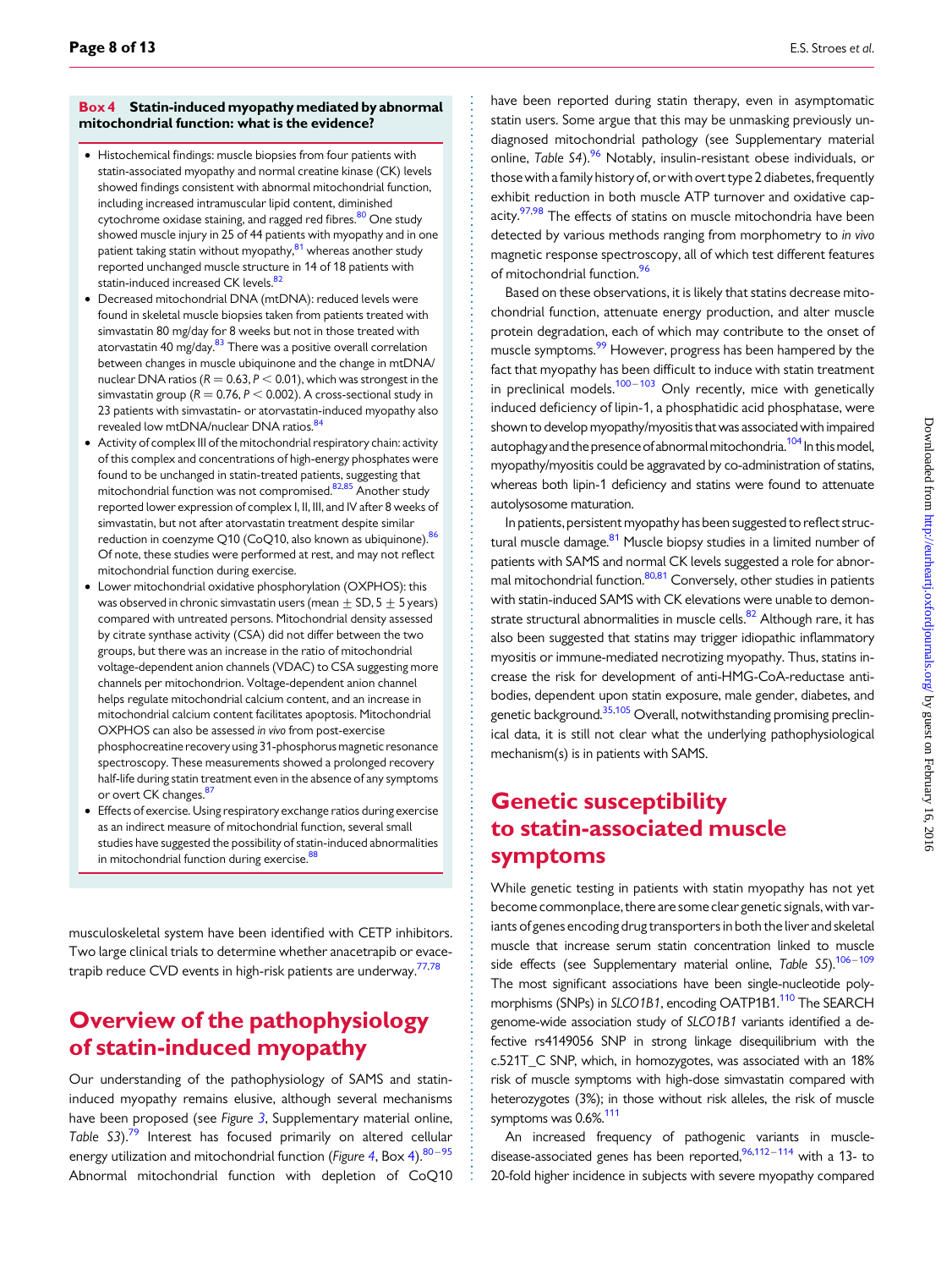**Box 4 Statin-induced myopathy mediated by abnormal mitochondrial function: what is the evidence?**

- Histochemical findings: muscle biopsies from four patients with statin-associated myopathy and normal creatine kinase (CK) levels showed findings consistent with abnormal mitochondrial function, including increased intramuscular lipid content, diminished cytochrome oxidase staining, and ragged red fibres.[80] One study showed muscle injury in 25 of 44 patients with myopathy and in one patient taking statin without myopathy,[81] whereas another study reported unchanged muscle structure in 14 of 18 patients with statin-induced increased CK levels.[82]
- Decreased mitochondrial DNA (mtDNA): reduced levels were found in skeletal muscle biopsies taken from patients treated with simvastatin 80 mg/day for 8 weeks but not in those treated with atorvastatin 40 mg/day.[83] There was a positive overall correlation between changes in muscle ubiquinone and the change in mtDNA/nuclear DNA ratios ($R = 0.63$, $P < 0.01$), which was strongest in the simvastatin group ($R = 0.76$, $P < 0.002$). A cross-sectional study in 23 patients with simvastatin- or atorvastatin-induced myopathy also revealed low mtDNA/nuclear DNA ratios.[84]
- Activity of complex III of the mitochondrial respiratory chain: activity of this complex and concentrations of high-energy phosphates were found to be unchanged in statin-treated patients, suggesting that mitochondrial function was not compromised.[82,85] Another study reported lower expression of complex I, II, III, and IV after 8 weeks of simvastatin, but not after atorvastatin treatment despite similar reduction in coenzyme Q10 (CoQ10, also known as ubiquinone).[86] Of note, these studies were performed at rest, and may not reflect mitochondrial function during exercise.
- Lower mitochondrial oxidative phosphorylation (OXPHOS): this was observed in chronic simvastatin users (mean ± SD, 5 ± 5 years) compared with untreated persons. Mitochondrial density assessed by citrate synthase activity (CSA) did not differ between the two groups, but there was an increase in the ratio of mitochondrial voltage-dependent anion channels (VDAC) to CSA suggesting more channels per mitochondrion. Voltage-dependent anion channel helps regulate mitochondrial calcium content, and an increase in mitochondrial calcium content facilitates apoptosis. Mitochondrial OXPHOS can also be assessed *in vivo* from post-exercise phosphocreatine recovery using 31-phosphorus magnetic resonance spectroscopy. These measurements showed a prolonged recovery half-life during statin treatment even in the absence of any symptoms or overt CK changes.[87]
- Effects of exercise. Using respiratory exchange ratios during exercise as an indirect measure of mitochondrial function, several small studies have suggested the possibility of statin-induced abnormalities in mitochondrial function during exercise.[88]

musculoskeletal system have been identified with CETP inhibitors. Two large clinical trials to determine whether anacetrapib or evacetrapib reduce CVD events in high-risk patients are underway.[77,78]

# Overview of the pathophysiology of statin-induced myopathy

Our understanding of the pathophysiology of SAMS and statin-induced myopathy remains elusive, although several mechanisms have been proposed (see *Figure 3*, Supplementary material online, *Table S3*).[79] Interest has focused primarily on altered cellular energy utilization and mitochondrial function (*Figure 4*, Box 4).[80–95] Abnormal mitochondrial function with depletion of CoQ10 have been reported during statin therapy, even in asymptomatic statin users. Some argue that this may be unmasking previously undiagnosed mitochondrial pathology (see Supplementary material online, *Table S4*).[96] Notably, insulin-resistant obese individuals, or those with a family history of, or with overt type 2 diabetes, frequently exhibit reduction in both muscle ATP turnover and oxidative capacity.[97,98] The effects of statins on muscle mitochondria have been detected by various methods ranging from morphometry to *in vivo* magnetic response spectroscopy, all of which test different features of mitochondrial function.[96]

Based on these observations, it is likely that statins decrease mitochondrial function, attenuate energy production, and alter muscle protein degradation, each of which may contribute to the onset of muscle symptoms.[99] However, progress has been hampered by the fact that myopathy has been difficult to induce with statin treatment in preclinical models.[100–103] Only recently, mice with genetically induced deficiency of lipin-1, a phosphatidic acid phosphatase, were shown to develop myopathy/myositis that was associated with impaired autophagy and the presence of abnormal mitochondria.[104] In this model, myopathy/myositis could be aggravated by co-administration of statins, whereas both lipin-1 deficiency and statins were found to attenuate autolysosome maturation.

In patients, persistent myopathy has been suggested to reflect structural muscle damage.[81] Muscle biopsy studies in a limited number of patients with SAMS and normal CK levels suggested a role for abnormal mitochondrial function.[80,81] Conversely, other studies in patients with statin-induced SAMS with CK elevations were unable to demonstrate structural abnormalities in muscle cells.[82] Although rare, it has also been suggested that statins may trigger idiopathic inflammatory myositis or immune-mediated necrotizing myopathy. Thus, statins increase the risk for development of anti-HMG-CoA-reductase antibodies, dependent upon statin exposure, male gender, diabetes, and genetic background.[35,105] Overall, notwithstanding promising preclinical data, it is still not clear what the underlying pathophysiological mechanism(s) is in patients with SAMS.

# Genetic susceptibility to statin-associated muscle symptoms

While genetic testing in patients with statin myopathy has not yet become commonplace, there are some clear genetic signals, with variants of genes encoding drug transporters in both the liver and skeletal muscle that increase serum statin concentration linked to muscle side effects (see Supplementary material online, *Table S5*).[106–109] The most significant associations have been single-nucleotide polymorphisms (SNPs) in *SLCO1B1*, encoding OATP1B1.[110] The SEARCH genome-wide association study of *SLCO1B1* variants identified a defective rs4149056 SNP in strong linkage disequilibrium with the c.521T_C SNP, which, in homozygotes, was associated with an 18% risk of muscle symptoms with high-dose simvastatin compared with heterozygotes (3%); in those without risk alleles, the risk of muscle symptoms was 0.6%.[111]

An increased frequency of pathogenic variants in muscle-disease-associated genes has been reported,[96,112–114] with a 13- to 20-fold higher incidence in subjects with severe myopathy compared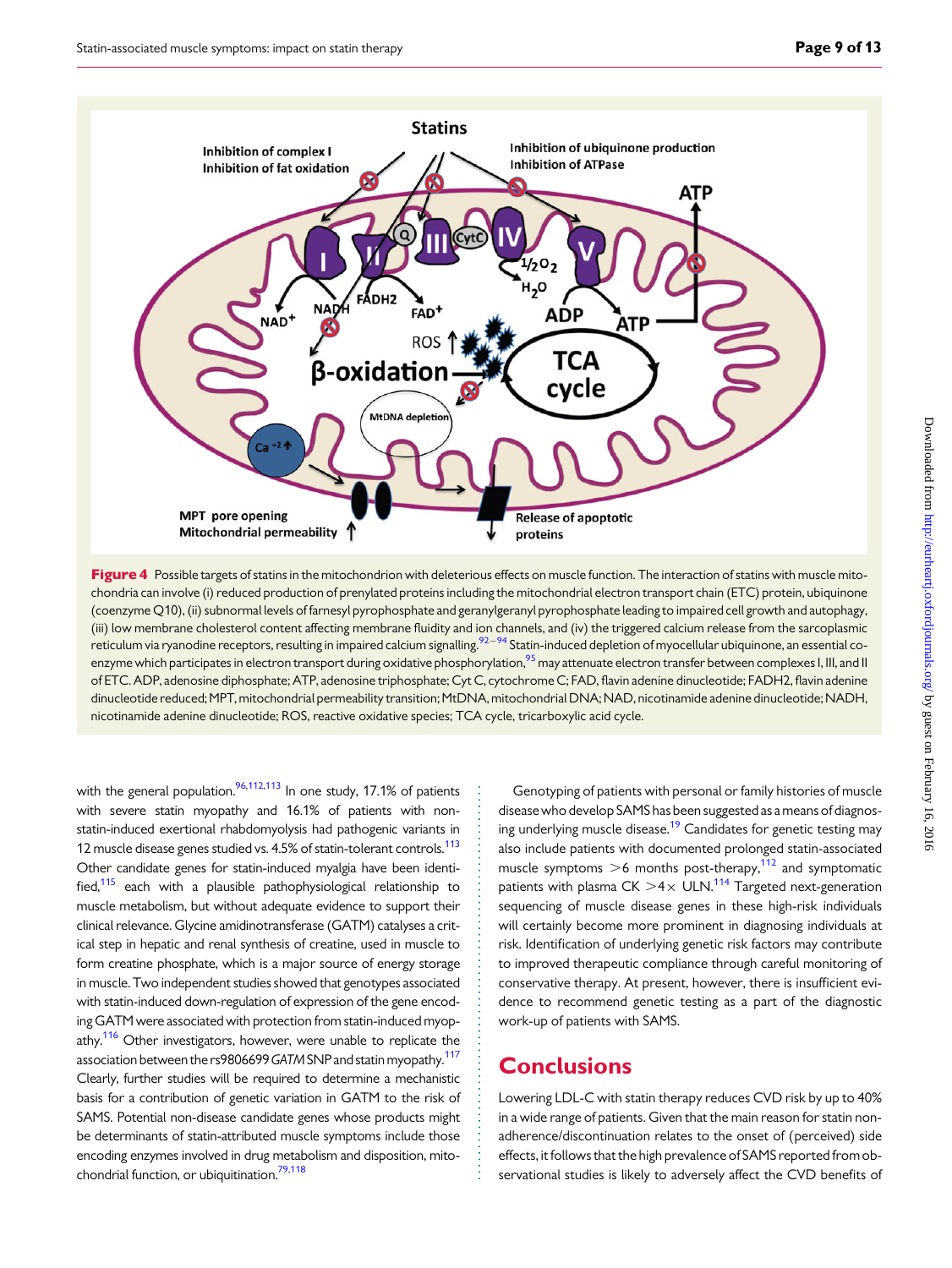Figure 4 Possible targets of statins in the mitochondrion with deleterious effects on muscle function. The interaction of statins with muscle mitochondria can involve (i) reduced production of prenylated proteins including the mitochondrial electron transport chain (ETC) protein, ubiquinone (coenzyme Q10), (ii) subnormal levels of farnesyl pyrophosphate and geranylgeranyl pyrophosphate leading to impaired cell growth and autophagy, (iii) low membrane cholesterol content affecting membrane fluidity and ion channels, and (iv) the triggered calcium release from the sarcoplasmic reticulum via ryanodine receptors, resulting in impaired calcium signalling.[92–94] Statin-induced depletion of myocellular ubiquinone, an essential co-enzyme which participates in electron transport during oxidative phosphorylation,[95] may attenuate electron transfer between complexes I, III, and II of ETC. ADP, adenosine diphosphate; ATP, adenosine triphosphate; Cyt C, cytochrome C; FAD, flavin adenine dinucleotide; FADH2, flavin adenine dinucleotide reduced; MPT, mitochondrial permeability transition; MtDNA, mitochondrial DNA; NAD, nicotinamide adenine dinucleotide; NADH, nicotinamide adenine dinucleotide; ROS, reactive oxidative species; TCA cycle, tricarboxylic acid cycle.

with the general population.[96,112,113] In one study, 17.1% of patients with severe statin myopathy and 16.1% of patients with non-statin-induced exertional rhabdomyolysis had pathogenic variants in 12 muscle disease genes studied vs. 4.5% of statin-tolerant controls.[113] Other candidate genes for statin-induced myalgia have been identified,[115] each with a plausible pathophysiological relationship to muscle metabolism, but without adequate evidence to support their clinical relevance. Glycine amidinotransferase (GATM) catalyses a critical step in hepatic and renal synthesis of creatine, used in muscle to form creatine phosphate, which is a major source of energy storage in muscle. Two independent studies showed that genotypes associated with statin-induced down-regulation of expression of the gene encoding GATM were associated with protection from statin-induced myopathy.[116] Other investigators, however, were unable to replicate the association between the rs9806699 *GATM* SNP and statin myopathy.[117] Clearly, further studies will be required to determine a mechanistic basis for a contribution of genetic variation in GATM to the risk of SAMS. Potential non-disease candidate genes whose products might be determinants of statin-attributed muscle symptoms include those encoding enzymes involved in drug metabolism and disposition, mitochondrial function, or ubiquitination.[79,118]

Genotyping of patients with personal or family histories of muscle disease who develop SAMS has been suggested as a means of diagnosing underlying muscle disease.[19] Candidates for genetic testing may also include patients with documented prolonged statin-associated muscle symptoms >6 months post-therapy,[112] and symptomatic patients with plasma CK >4× ULN.[114] Targeted next-generation sequencing of muscle disease genes in these high-risk individuals will certainly become more prominent in diagnosing individuals at risk. Identification of underlying genetic risk factors may contribute to improved therapeutic compliance through careful monitoring of conservative therapy. At present, however, there is insufficient evidence to recommend genetic testing as a part of the diagnostic work-up of patients with SAMS.

## Conclusions

Lowering LDL-C with statin therapy reduces CVD risk by up to 40% in a wide range of patients. Given that the main reason for statin non-adherence/discontinuation relates to the onset of (perceived) side effects, it follows that the high prevalence of SAMS reported from observational studies is likely to adversely affect the CVD benefits of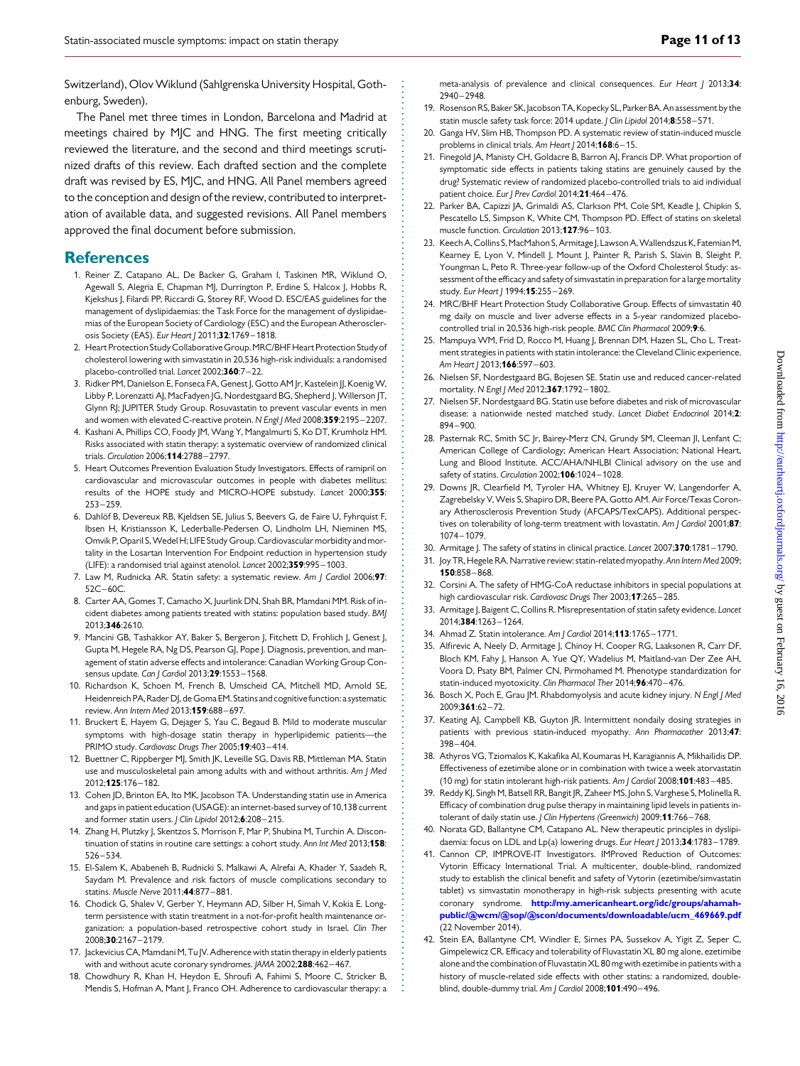Switzerland), Olov Wiklund (Sahlgrenska University Hospital, Gothenburg, Sweden).

The Panel met three times in London, Barcelona and Madrid at meetings chaired by MJC and HNG. The first meeting critically reviewed the literature, and the second and third meetings scrutinized drafts of this review. Each drafted section and the complete draft was revised by ES, MJC, and HNG. All Panel members agreed to the conception and design of the review, contributed to interpretation of available data, and suggested revisions. All Panel members approved the final document before submission.

## References

1. Reiner Z, Catapano AL, De Backer G, Graham I, Taskinen MR, Wiklund O, Agewall S, Alegria E, Chapman MJ, Durrington P, Erdine S, Halcox J, Hobbs R, Kjekshus J, Filardi PP, Riccardi G, Storey RF, Wood D. ESC/EAS guidelines for the management of dyslipidaemias: the Task Force for the management of dyslipidaemias of the European Society of Cardiology (ESC) and the European Atherosclerosis Society (EAS). *Eur Heart J* 2011;**32**:1769–1818.
2. Heart Protection Study Collaborative Group. MRC/BHF Heart Protection Study of cholesterol lowering with simvastatin in 20,536 high-risk individuals: a randomised placebo-controlled trial. *Lancet* 2002;**360**:7–22.
3. Ridker PM, Danielson E, Fonseca FA, Genest J, Gotto AM Jr, Kastelein JJ, Koenig W, Libby P, Lorenzatti AJ, MacFadyen JG, Nordestgaard BG, Shepherd J, Willerson JT, Glynn RJ; JUPITER Study Group. Rosuvastatin to prevent vascular events in men and women with elevated C-reactive protein. *N Engl J Med* 2008;**359**:2195–2207.
4. Kashani A, Phillips CO, Foody JM, Wang Y, Mangalmurti S, Ko DT, Krumholz HM. Risks associated with statin therapy: a systematic overview of randomized clinical trials. *Circulation* 2006;**114**:2788–2797.
5. Heart Outcomes Prevention Evaluation Study Investigators. Effects of ramipril on cardiovascular and microvascular outcomes in people with diabetes mellitus: results of the HOPE study and MICRO-HOPE substudy. *Lancet* 2000;**355**: 253–259.
6. Dahlöf B, Devereux RB, Kjeldsen SE, Julius S, Beevers G, de Faire U, Fyhrquist F, Ibsen H, Kristiansson K, Lederballe-Pedersen O, Lindholm LH, Nieminen MS, Omvik P, Oparil S, Wedel H; LIFE Study Group. Cardiovascular morbidity and mortality in the Losartan Intervention For Endpoint reduction in hypertension study (LIFE): a randomised trial against atenolol. *Lancet* 2002;**359**:995–1003.
7. Law M, Rudnicka AR. Statin safety: a systematic review. *Am J Cardiol* 2006;**97**: 52C–60C.
8. Carter AA, Gomes T, Camacho X, Juurlink DN, Shah BR, Mamdani MM. Risk of incident diabetes among patients treated with statins: population based study. *BMJ* 2013;**346**:2610.
9. Mancini GB, Tashakkor AY, Baker S, Bergeron J, Fitchett D, Frohlich J, Genest J, Gupta M, Hegele RA, Ng DS, Pearson GJ, Pope J. Diagnosis, prevention, and management of statin adverse effects and intolerance: Canadian Working Group Consensus update. *Can J Cardiol* 2013;**29**:1553–1568.
10. Richardson K, Schoen M, French B, Umscheid CA, Mitchell MD, Arnold SE, Heidenreich PA, Rader DJ, de Goma EM. Statins and cognitive function: a systematic review. *Ann Intern Med* 2013;**159**:688–697.
11. Bruckert E, Hayem G, Dejager S, Yau C, Begaud B. Mild to moderate muscular symptoms with high-dosage statin therapy in hyperlipidemic patients—the PRIMO study. *Cardiovasc Drugs Ther* 2005;**19**:403–414.
12. Buettner C, Rippberger MJ, Smith JK, Leveille SG, Davis RB, Mittleman MA. Statin use and musculoskeletal pain among adults with and without arthritis. *Am J Med* 2012;**125**:176–182.
13. Cohen JD, Brinton EA, Ito MK, Jacobson TA. Understanding statin use in America and gaps in patient education (USAGE): an internet-based survey of 10,138 current and former statin users. *J Clin Lipidol* 2012;**6**:208–215.
14. Zhang H, Plutzky J, Skentzos S, Morrison F, Mar P, Shubina M, Turchin A. Discontinuation of statins in routine care settings: a cohort study. *Ann Int Med* 2013;**158**: 526–534.
15. El-Salem K, Ababeneh B, Rudnicki S, Malkawi A, Alrefai A, Khader Y, Saadeh R, Saydam M. Prevalence and risk factors of muscle complications secondary to statins. *Muscle Nerve* 2011;**44**:877–881.
16. Chodick G, Shalev V, Gerber Y, Heymann AD, Silber H, Simah V, Kokia E. Long-term persistence with statin treatment in a not-for-profit health maintenance organization: a population-based retrospective cohort study in Israel. *Clin Ther* 2008;**30**:2167–2179.
17. Jackevicius CA, Mamdani M, Tu JV. Adherence with statin therapy in elderly patients with and without acute coronary syndromes. *JAMA* 2002;**288**:462–467.
18. Chowdhury R, Khan H, Heydon E, Shroufi A, Fahimi S, Moore C, Stricker B, Mendis S, Hofman A, Mant J, Franco OH. Adherence to cardiovascular therapy: a meta-analysis of prevalence and clinical consequences. *Eur Heart J* 2013;**34**: 2940–2948.
19. Rosenson RS, Baker SK, Jacobson TA, Kopecky SL, Parker BA. An assessment by the statin muscle safety task force: 2014 update. *J Clin Lipidol* 2014;**8**:558–571.
20. Ganga HV, Slim HB, Thompson PD. A systematic review of statin-induced muscle problems in clinical trials. *Am Heart J* 2014;**168**:6–15.
21. Finegold JA, Manisty CH, Goldacre B, Barron AJ, Francis DP. What proportion of symptomatic side effects in patients taking statins are genuinely caused by the drug? Systematic review of randomized placebo-controlled trials to aid individual patient choice. *Eur J Prev Cardiol* 2014;**21**:464–476.
22. Parker BA, Capizzi JA, Grimaldi AS, Clarkson PM, Cole SM, Keadle J, Chipkin S, Pescatello LS, Simpson K, White CM, Thompson PD. Effect of statins on skeletal muscle function. *Circulation* 2013;**127**:96–103.
23. Keech A, Collins S, MacMahon S, Armitage J, Lawson A, Wallendszus K, Fatemian M, Kearney E, Lyon V, Mindell J, Mount J, Painter R, Parish S, Slavin B, Sleight P, Youngman L, Peto R. Three-year follow-up of the Oxford Cholesterol Study: assessment of the efficacy and safety of simvastatin in preparation for a large mortality study. *Eur Heart J* 1994;**15**:255–269.
24. MRC/BHF Heart Protection Study Collaborative Group. Effects of simvastatin 40 mg daily on muscle and liver adverse effects in a 5-year randomized placebo-controlled trial in 20,536 high-risk people. *BMC Clin Pharmacol* 2009;**9**:6.
25. Mampuya WM, Frid D, Rocco M, Huang J, Brennan DM, Hazen SL, Cho L. Treatment strategies in patients with statin intolerance: the Cleveland Clinic experience. *Am Heart J* 2013;**166**:597–603.
26. Nielsen SF, Nordestgaard BG, Bojesen SE. Statin use and reduced cancer-related mortality. *N Engl J Med* 2012;**367**:1792–1802.
27. Nielsen SF, Nordestgaard BG. Statin use before diabetes and risk of microvascular disease: a nationwide nested matched study. *Lancet Diabet Endocrinol* 2014;**2**: 894–900.
28. Pasternak RC, Smith SC Jr, Bairey-Merz CN, Grundy SM, Cleeman JI, Lenfant C; American College of Cardiology; American Heart Association; National Heart, Lung and Blood Institute. ACC/AHA/NHLBI Clinical advisory on the use and safety of statins. *Circulation* 2002;**106**:1024–1028.
29. Downs JR, Clearfield M, Tyroler HA, Whitney EJ, Kruyer W, Langendorfer A, Zagrebelsky V, Weis S, Shapiro DR, Beere PA, Gotto AM. Air Force/Texas Coronary Atherosclerosis Prevention Study (AFCAPS/TexCAPS). Additional perspectives on tolerability of long-term treatment with lovastatin. *Am J Cardiol* 2001;**87**: 1074–1079.
30. Armitage J. The safety of statins in clinical practice. *Lancet* 2007;**370**:1781–1790.
31. Joy TR, Hegele RA. Narrative review: statin-related myopathy. *Ann Intern Med* 2009; **150**:858–868.
32. Corsini A. The safety of HMG-CoA reductase inhibitors in special populations at high cardiovascular risk. *Cardiovasc Drugs Ther* 2003;**17**:265–285.
33. Armitage J, Baigent C, Collins R. Misrepresentation of statin safety evidence. *Lancet* 2014;**384**:1263–1264.
34. Ahmad Z. Statin intolerance. *Am J Cardiol* 2014;**113**:1765–1771.
35. Alfirevic A, Neely D, Armitage J, Chinoy H, Cooper RG, Laaksonen R, Carr DF, Bloch KM, Fahy J, Hanson A, Yue QY, Wadelius M, Maitland-van Der Zee AH, Voora D, Psaty BM, Palmer CN, Pirmohamed M. Phenotype standardization for statin-induced myotoxicity. *Clin Pharmacol Ther* 2014;**96**:470–476.
36. Bosch X, Poch E, Grau JM. Rhabdomyolysis and acute kidney injury. *N Engl J Med* 2009;**361**:62–72.
37. Keating AJ, Campbell KB, Guyton JR. Intermittent nondaily dosing strategies in patients with previous statin-induced myopathy. *Ann Pharmacother* 2013;**47**: 398–404.
38. Athyros VG, Tziomalos K, Kakafika AI, Koumaras H, Karagiannis A, Mikhailidis DP. Effectiveness of ezetimibe alone or in combination with twice a week atorvastatin (10 mg) for statin intolerant high-risk patients. *Am J Cardiol* 2008;**101**:483–485.
39. Reddy KJ, Singh M, Batsell RR, Bangit JR, Zaheer MS, John S, Varghese S, Molinella R. Efficacy of combination drug pulse therapy in maintaining lipid levels in patients intolerant of daily statin use. *J Clin Hypertens (Greenwich)* 2009;**11**:766–768.
40. Norata GD, Ballantyne CM, Catapano AL. New therapeutic principles in dyslipidaemia: focus on LDL and Lp(a) lowering drugs. *Eur Heart J* 2013;**34**:1783–1789.
41. Cannon CP, IMPROVE-IT Investigators. IMProved Reduction of Outcomes: Vytorin Efficacy International Trial. A multicenter, double-blind, randomized study to establish the clinical benefit and safety of Vytorin (ezetimibe/simvastatin tablet) vs simvastatin monotherapy in high-risk subjects presenting with acute coronary syndrome. **http://my.americanheart.org/idc/groups/ahamah-public/@wcm/@sop/@scon/documents/downloadable/ucm_469669.pdf** (22 November 2014).
42. Stein EA, Ballantyne CM, Windler E, Sirnes PA, Sussekov A, Yigit Z, Seper C, Gimpelewicz CR. Efficacy and tolerability of Fluvastatin XL 80 mg alone, ezetimibe alone and the combination of Fluvastatin XL 80 mg with ezetimibe in patients with a history of muscle-related side effects with other statins: a randomized, double-blind, double-dummy trial. *Am J Cardiol* 2008;**101**:490–496.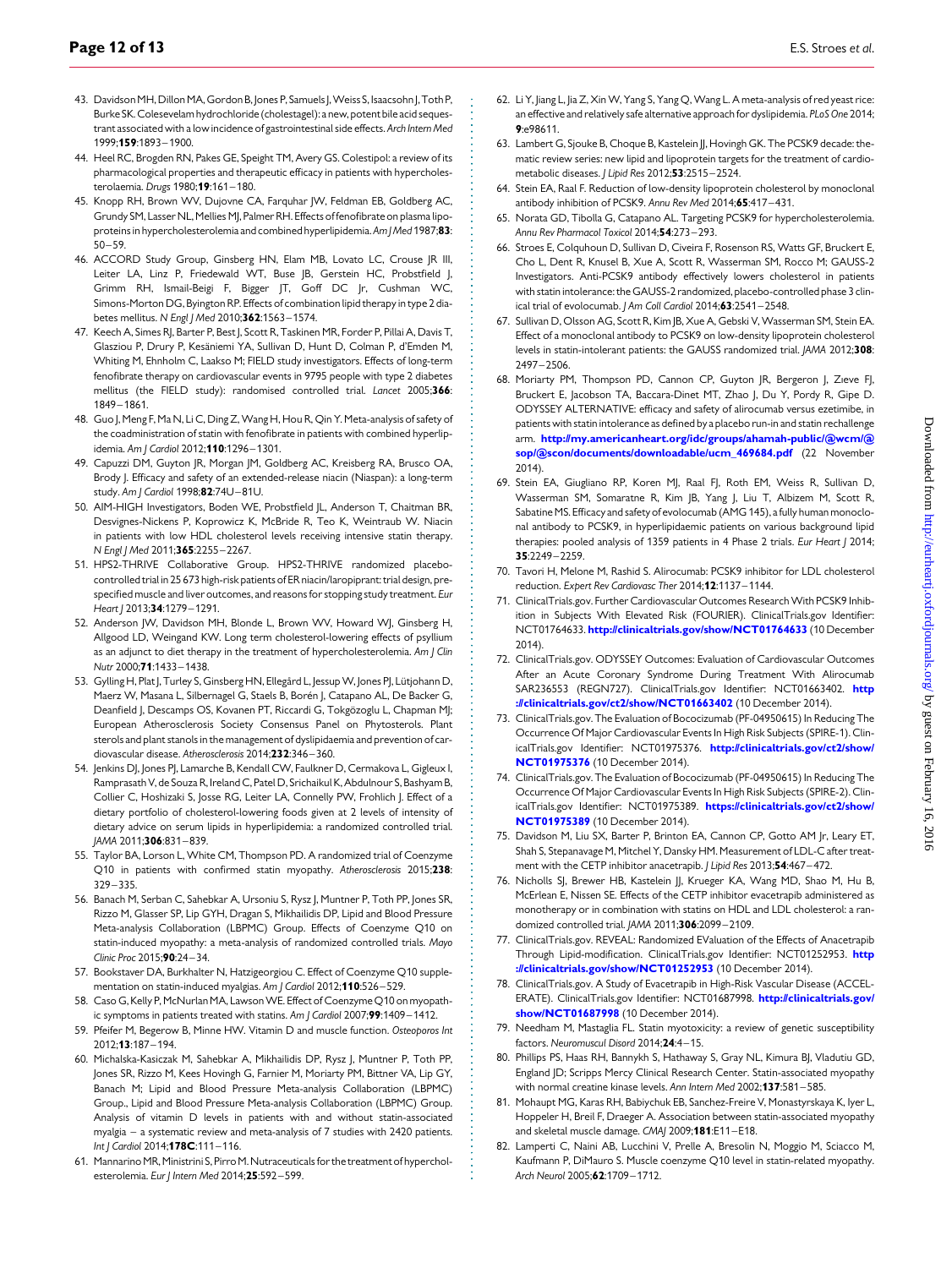43. Davidson MH, Dillon MA, Gordon B, Jones P, Samuels J, Weiss S, Isaacsohn J, Toth P, Burke SK. Colesevelam hydrochloride (cholestagel): a new, potent bile acid sequestrant associated with a low incidence of gastrointestinal side effects. *Arch Intern Med* 1999;**159**:1893–1900.
44. Heel RC, Brogden RN, Pakes GE, Speight TM, Avery GS. Colestipol: a review of its pharmacological properties and therapeutic efficacy in patients with hypercholesterolaemia. *Drugs* 1980;**19**:161–180.
45. Knopp RH, Brown WV, Dujovne CA, Farquhar JW, Feldman EB, Goldberg AC, Grundy SM, Lasser NL, Mellies MJ, Palmer RH. Effects of fenofibrate on plasma lipoproteins in hypercholesterolemia and combined hyperlipidemia. *Am J Med* 1987;**83**: 50–59.
46. ACCORD Study Group, Ginsberg HN, Elam MB, Lovato LC, Crouse JR III, Leiter LA, Linz P, Friedewald WT, Buse JB, Gerstein HC, Probstfield J, Grimm RH, Ismail-Beigi F, Bigger JT, Goff DC Jr, Cushman WC, Simons-Morton DG, Byington RP. Effects of combination lipid therapy in type 2 diabetes mellitus. *N Engl J Med* 2010;**362**:1563–1574.
47. Keech A, Simes RJ, Barter P, Best J, Scott R, Taskinen MR, Forder P, Pillai A, Davis T, Glasziou P, Drury P, Kesäniemi YA, Sullivan D, Hunt D, Colman P, d'Emden M, Whiting M, Ehnholm C, Laakso M; FIELD study investigators. Effects of long-term fenofibrate therapy on cardiovascular events in 9795 people with type 2 diabetes mellitus (the FIELD study): randomised controlled trial. *Lancet* 2005;**366**: 1849–1861.
48. Guo J, Meng F, Ma N, Li C, Ding Z, Wang H, Hou R, Qin Y. Meta-analysis of safety of the coadministration of statin with fenofibrate in patients with combined hyperlipidemia. *Am J Cardiol* 2012;**110**:1296–1301.
49. Capuzzi DM, Guyton JR, Morgan JM, Goldberg AC, Kreisberg RA, Brusco OA, Brody J. Efficacy and safety of an extended-release niacin (Niaspan): a long-term study. *Am J Cardiol* 1998;**82**:74U–81U.
50. AIM-HIGH Investigators, Boden WE, Probstfield JL, Anderson T, Chaitman BR, Desvignes-Nickens P, Koprowicz K, McBride R, Teo K, Weintraub W. Niacin in patients with low HDL cholesterol levels receiving intensive statin therapy. *N Engl J Med* 2011;**365**:2255–2267.
51. HPS2-THRIVE Collaborative Group. HPS2-THRIVE randomized placebo-controlled trial in 25 673 high-risk patients of ER niacin/laropiprant: trial design, pre-specified muscle and liver outcomes, and reasons for stopping study treatment. *Eur Heart J* 2013;**34**:1279–1291.
52. Anderson JW, Davidson MH, Blonde L, Brown WV, Howard WJ, Ginsberg H, Allgood LD, Weingand KW. Long term cholesterol-lowering effects of psyllium as an adjunct to diet therapy in the treatment of hypercholesterolemia. *Am J Clin Nutr* 2000;**71**:1433–1438.
53. Gylling H, Plat J, Turley S, Ginsberg HN, Ellegård L, Jessup W, Jones PJ, Lütjohann D, Maerz W, Masana L, Silbernagel G, Staels B, Borén J, Catapano AL, De Backer G, Deanfield J, Descamps OS, Kovanen PT, Riccardi G, Tokgözoglu L, Chapman MJ; European Atherosclerosis Society Consensus Panel on Phytosterols. Plant sterols and plant stanols in the management of dyslipidaemia and prevention of cardiovascular disease. *Atherosclerosis* 2014;**232**:346–360.
54. Jenkins DJ, Jones PJ, Lamarche B, Kendall CW, Faulkner D, Cermakova L, Gigleux I, Ramprasath V, de Souza R, Ireland C, Patel D, Srichaikul K, Abdulnour S, Bashyam B, Collier C, Hoshizaki S, Josse RG, Leiter LA, Connelly PW, Frohlich J. Effect of a dietary portfolio of cholesterol-lowering foods given at 2 levels of intensity of dietary advice on serum lipids in hyperlipidemia: a randomized controlled trial. *JAMA* 2011;**306**:831–839.
55. Taylor BA, Lorson L, White CM, Thompson PD. A randomized trial of Coenzyme Q10 in patients with confirmed statin myopathy. *Atherosclerosis* 2015;**238**: 329–335.
56. Banach M, Serban C, Sahebkar A, Ursoniu S, Rysz J, Muntner P, Toth PP, Jones SR, Rizzo M, Glasser SP, Lip GYH, Dragan S, Mikhailidis DP, Lipid and Blood Pressure Meta-analysis Collaboration (LBPMC) Group. Effects of Coenzyme Q10 on statin-induced myopathy: a meta-analysis of randomized controlled trials. *Mayo Clinic Proc* 2015;**90**:24–34.
57. Bookstaver DA, Burkhalter N, Hatzigeorgiou C. Effect of Coenzyme Q10 supplementation on statin-induced myalgias. *Am J Cardiol* 2012;**110**:526–529.
58. Caso G, Kelly P, McNurlan MA, Lawson WE. Effect of Coenzyme Q10 on myopathic symptoms in patients treated with statins. *Am J Cardiol* 2007;**99**:1409–1412.
59. Pfeifer M, Begerow B, Minne HW. Vitamin D and muscle function. *Osteoporos Int* 2012;**13**:187–194.
60. Michalska-Kasiczak M, Sahebkar A, Mikhailidis DP, Rysz J, Muntner P, Toth PP, Jones SR, Rizzo M, Kees Hovingh G, Farnier M, Moriarty PM, Bittner VA, Lip GY, Banach M; Lipid and Blood Pressure Meta-analysis Collaboration (LBPMC) Group., Lipid and Blood Pressure Meta-analysis Collaboration (LBPMC) Group. Analysis of vitamin D levels in patients with and without statin-associated myalgia – a systematic review and meta-analysis of 7 studies with 2420 patients. *Int J Cardiol* 2014;**178C**:111–116.
61. Mannarino MR, Ministrini S, Pirro M. Nutraceuticals for the treatment of hypercholesterolemia. *Eur J Intern Med* 2014;**25**:592–599.
62. Li Y, Jiang L, Jia Z, Xin W, Yang S, Yang Q, Wang L. A meta-analysis of red yeast rice: an effective and relatively safe alternative approach for dyslipidemia. *PLoS One* 2014; **9**:e98611.
63. Lambert G, Sjouke B, Choque B, Kastelein JJ, Hovingh GK. The PCSK9 decade: thematic review series: new lipid and lipoprotein targets for the treatment of cardiometabolic diseases. *J Lipid Res* 2012;**53**:2515–2524.
64. Stein EA, Raal F. Reduction of low-density lipoprotein cholesterol by monoclonal antibody inhibition of PCSK9. *Annu Rev Med* 2014;**65**:417–431.
65. Norata GD, Tibolla G, Catapano AL. Targeting PCSK9 for hypercholesterolemia. *Annu Rev Pharmacol Toxicol* 2014;**54**:273–293.
66. Stroes E, Colquhoun D, Sullivan D, Civeira F, Rosenson RS, Watts GF, Bruckert E, Cho L, Dent R, Knusel B, Xue A, Scott R, Wasserman SM, Rocco M; GAUSS-2 Investigators. Anti-PCSK9 antibody effectively lowers cholesterol in patients with statin intolerance: the GAUSS-2 randomized, placebo-controlled phase 3 clinical trial of evolocumab. *J Am Coll Cardiol* 2014;**63**:2541–2548.
67. Sullivan D, Olsson AG, Scott R, Kim JB, Xue A, Gebski V, Wasserman SM, Stein EA. Effect of a monoclonal antibody to PCSK9 on low-density lipoprotein cholesterol levels in statin-intolerant patients: the GAUSS randomized trial. *JAMA* 2012;**308**: 2497–2506.
68. Moriarty PM, Thompson PD, Cannon CP, Guyton JR, Bergeron J, Zieve FJ, Bruckert E, Jacobson TA, Baccara-Dinet MT, Zhao J, Du Y, Pordy R, Gipe D. ODYSSEY ALTERNATIVE: efficacy and safety of alirocumab versus ezetimibe, in patients with statin intolerance as defined by a placebo run-in and statin rechallenge arm. http://my.americanheart.org/idc/groups/ahamah-public/@wcm/@sop/@scon/documents/downloadable/ucm_469684.pdf (22 November 2014).
69. Stein EA, Giugliano RP, Koren MJ, Raal FJ, Roth EM, Weiss R, Sullivan D, Wasserman SM, Somaratne R, Kim JB, Yang J, Liu T, Albizem M, Scott R, Sabatine MS. Efficacy and safety of evolocumab (AMG 145), a fully human monoclonal antibody to PCSK9, in hyperlipidaemic patients on various background lipid therapies: pooled analysis of 1359 patients in 4 Phase 2 trials. *Eur Heart J* 2014; **35**:2249–2259.
70. Tavori H, Melone M, Rashid S. Alirocumab: PCSK9 inhibitor for LDL cholesterol reduction. *Expert Rev Cardiovasc Ther* 2014;**12**:1137–1144.
71. ClinicalTrials.gov. Further Cardiovascular Outcomes Research With PCSK9 Inhibition in Subjects With Elevated Risk (FOURIER). ClinicalTrials.gov Identifier: NCT01764633. http://clinicaltrials.gov/show/NCT01764633 (10 December 2014).
72. ClinicalTrials.gov. ODYSSEY Outcomes: Evaluation of Cardiovascular Outcomes After an Acute Coronary Syndrome During Treatment With Alirocumab SAR236553 (REGN727). ClinicalTrials.gov Identifier: NCT01663402. http://clinicaltrials.gov/ct2/show/NCT01663402 (10 December 2014).
73. ClinicalTrials.gov. The Evaluation of Bococizumab (PF-04950615) In Reducing The Occurrence Of Major Cardiovascular Events In High Risk Subjects (SPIRE-1). ClinicalTrials.gov Identifier: NCT01975376. http://clinicaltrials.gov/ct2/show/NCT01975376 (10 December 2014).
74. ClinicalTrials.gov. The Evaluation of Bococizumab (PF-04950615) In Reducing The Occurrence Of Major Cardiovascular Events In High Risk Subjects (SPIRE-2). ClinicalTrials.gov Identifier: NCT01975389. https://clinicaltrials.gov/ct2/show/NCT01975389 (10 December 2014).
75. Davidson M, Liu SX, Barter P, Brinton EA, Cannon CP, Gotto AM Jr, Leary ET, Shah S, Stepanavage M, Mitchel Y, Dansky HM. Measurement of LDL-C after treatment with the CETP inhibitor anacetrapib. *J Lipid Res* 2013;**54**:467–472.
76. Nicholls SJ, Brewer HB, Kastelein JJ, Krueger KA, Wang MD, Shao M, Hu B, McErlean E, Nissen SE. Effects of the CETP inhibitor evacetrapib administered as monotherapy or in combination with statins on HDL and LDL cholesterol: a randomized controlled trial. *JAMA* 2011;**306**:2099–2109.
77. ClinicalTrials.gov. REVEAL: Randomized EValuation of the Effects of Anacetrapib Through Lipid-modification. ClinicalTrials.gov Identifier: NCT01252953. http://clinicaltrials.gov/show/NCT01252953 (10 December 2014).
78. ClinicalTrials.gov. A Study of Evacetrapib in High-Risk Vascular Disease (ACCELERATE). ClinicalTrials.gov Identifier: NCT01687998. http://clinicaltrials.gov/show/NCT01687998 (10 December 2014).
79. Needham M, Mastaglia FL. Statin myotoxicity: a review of genetic susceptibility factors. *Neuromuscul Disord* 2014;**24**:4–15.
80. Phillips PS, Haas RH, Bannykh S, Hathaway S, Gray NL, Kimura BJ, Vladutiu GD, England JD; Scripps Mercy Clinical Research Center. Statin-associated myopathy with normal creatine kinase levels. *Ann Intern Med* 2002;**137**:581–585.
81. Mohaupt MG, Karas RH, Babiychuk EB, Sanchez-Freire V, Monastyrskaya K, Iyer L, Hoppeler H, Breil F, Draeger A. Association between statin-associated myopathy and skeletal muscle damage. *CMAJ* 2009;**181**:E11–E18.
82. Lamperti C, Naini AB, Lucchini V, Prelle A, Bresolin N, Moggio M, Sciacco M, Kaufmann P, DiMauro S. Muscle coenzyme Q10 level in statin-related myopathy. *Arch Neurol* 2005;**62**:1709–1712.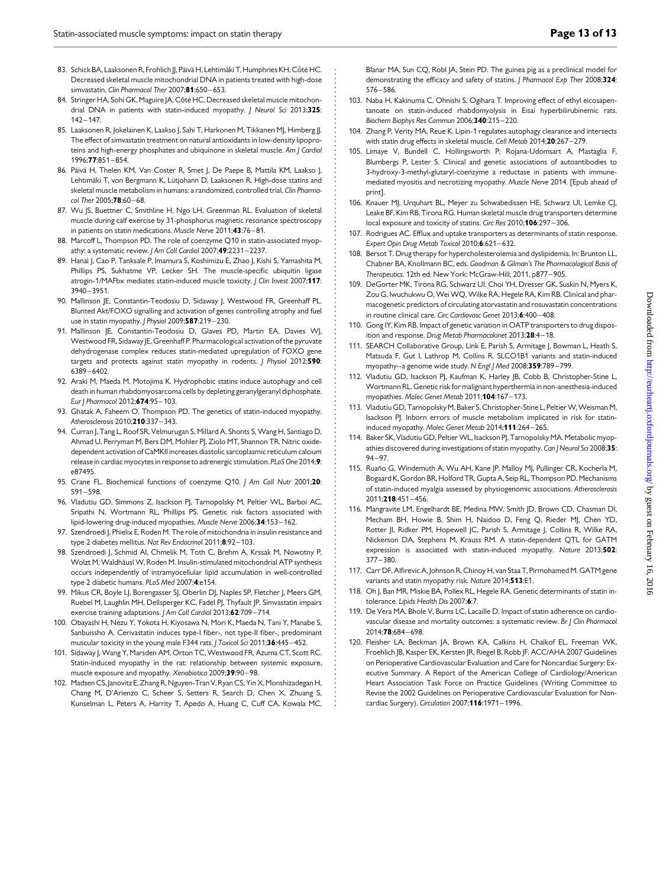83. Schick BA, Laaksonen R, Frohlich JJ, Päivä H, Lehtimäki T, Humphries KH, Côté HC. Decreased skeletal muscle mitochondrial DNA in patients treated with high-dose simvastatin. *Clin Pharmacol Ther* 2007;**81**:650–653.
84. Stringer HA, Sohi GK, Maguire JA, Côté HC. Decreased skeletal muscle mitochondrial DNA in patients with statin-induced myopathy. *J Neurol Sci* 2013;**325**: 142–147.
85. Laaksonen R, Jokelainen K, Laakso J, Sahi T, Harkonen M, Tikkanen MJ, Himberg JJ. The effect of simvastatin treatment on natural antioxidants in low-density lipoproteins and high-energy phosphates and ubiquinone in skeletal muscle. *Am J Cardiol* 1996;**77**:851–854.
86. Päivä H, Thelen KM, Van Coster R, Smet J, De Paepe B, Mattila KM, Laakso J, Lehtimäki T, von Bergmann K, Lütjohann D, Laaksonen R. High-dose statins and skeletal muscle metabolism in humans: a randomized, controlled trial. *Clin Pharmacol Ther* 2005;**78**:60–68.
87. Wu JS, Buettner C, Smithline H, Ngo LH, Greenman RL. Evaluation of skeletal muscle during calf exercise by 31-phosphorus magnetic resonance spectroscopy in patients on statin medications. *Muscle Nerve* 2011;**43**:76–81.
88. Marcoff L, Thompson PD. The role of coenzyme Q10 in statin-associated myopathy: a systematic review. *J Am Coll Cardiol* 2007;**49**:2231–2237.
89. Hanai J, Cao P, Tanksale P, Imamura S, Koshimizu E, Zhao J, Kishi S, Yamashita M, Phillips PS, Sukhatme VP, Lecker SH. The muscle-specific ubiquitin ligase atrogin-1/MAFbx mediates statin-induced muscle toxicity. *J Clin Invest* 2007;**117**: 3940–3951.
90. Mallinson JE, Constantin-Teodosiu D, Sidaway J, Westwood FR, Greenhaff PL. Blunted Akt/FOXO signalling and activation of genes controlling atrophy and fuel use in statin myopathy. *J Physiol* 2009;**587**:219–230.
91. Mallinson JE, Constantin-Teodosiu D, Glaves PD, Martin EA, Davies WJ, Westwood FR, Sidaway JE, Greenhaff P. Pharmacological activation of the pyruvate dehydrogenase complex reduces statin-mediated upregulation of FOXO gene targets and protects against statin myopathy in rodents. *J Physiol* 2012;**590**: 6389–6402.
92. Araki M, Maeda M, Motojima K. Hydrophobic statins induce autophagy and cell death in human rhabdomyosarcoma cells by depleting geranylgeranyl diphosphate. *Eur J Pharmacol* 2012;**674**:95–103.
93. Ghatak A, Faheem O, Thompson PD. The genetics of statin-induced myopathy. *Atherosclerosis* 2010;**210**:337–343.
94. Curran J, Tang L, Roof SR, Velmurugan S, Millard A, Shonts S, Wang H, Santiago D, Ahmad U, Perryman M, Bers DM, Mohler PJ, Ziolo MT, Shannon TR. Nitric oxide-dependent activation of CaMKII increases diastolic sarcoplasmic reticulum calcium release in cardiac myocytes in response to adrenergic stimulation. *PLoS One* 2014;**9**: e87495.
95. Crane FL. Biochemical functions of coenzyme Q10. *J Am Coll Nutr* 2001;**20**: 591–598.
96. Vladutiu GD, Simmons Z, Isackson PJ, Tarnopolsky M, Peltier WL, Barboi AC, Sripathi N, Wortmann RL, Phillips PS. Genetic risk factors associated with lipid-lowering drug-induced myopathies. *Muscle Nerve* 2006;**34**:153–162.
97. Szendroedi J, Phielix E, Roden M. The role of mitochondria in insulin resistance and type 2 diabetes mellitus. *Nat Rev Endocrinol* 2011;**8**:92–103.
98. Szendroedi J, Schmid AI, Chmelik M, Toth C, Brehm A, Krssak M, Nowotny P, Wolzt M, Waldhäusl W, Roden M. Insulin-stimulated mitochondrial ATP synthesis occurs independently of intramyocellular lipid accumulation in well-controlled type 2 diabetic humans. *PLoS Med* 2007;**4**:e154.
99. Mikus CR, Boyle LJ, Borengasser SJ, Oberlin DJ, Naples SP, Fletcher J, Meers GM, Ruebel M, Laughlin MH, Dellsperger KC, Fadel PJ, Thyfault JP. Simvastatin impairs exercise training adaptations. *J Am Coll Cardiol* 2013;**62**:709–714.
100. Obayashi H, Nezu Y, Yokota H, Kiyosawa N, Mori K, Maeda N, Tani Y, Manabe S, Sanbuisso A. Cerivastatin induces type-I fiber-, not type-II fiber-, predominant muscular toxicity in the young male F344 rats. *J Toxicol Sci* 2011;**36**:445–452.
101. Sidaway J, Wang Y, Marsden AM, Orton TC, Westwood FR, Azuma CT, Scott RC. Statin-induced myopathy in the rat: relationship between systemic exposure, muscle exposure and myopathy. *Xenobiotica* 2009;**39**:90–98.
102. Madsen CS, Janovitz E, Zhang R, Nguyen-Tran V, Ryan CS, Yin X, Monshizadegan H, Chang M, D'Arienzo C, Scheer S, Setters R, Search D, Chen X, Zhuang S, Kunselman L, Peters A, Harrity T, Apedo A, Huang C, Cuff CA, Kowala MC, Blanar MA, Sun CQ, Robl JA, Stein PD. The guinea pig as a preclinical model for demonstrating the efficacy and safety of statins. *J Pharmacol Exp Ther* 2008;**324**: 576–586.
103. Naba H, Kakinuma C, Ohnishi S, Ogihara T. Improving effect of ethyl eicosapentanoate on statin-induced rhabdomyolysis in Eisai hyperbilirubinemic rats. *Biochem Biophys Res Commun* 2006;**340**:215–220.
104. Zhang P, Verity MA, Reue K. Lipin-1 regulates autophagy clearance and intersects with statin drug effects in skeletal muscle. *Cell Metab* 2014;**20**:267–279.
105. Limaye V, Bundell C, Hollingsworth P, Rojana-Udomsart A, Mastaglia F, Blumbergs P, Lester S. Clinical and genetic associations of autoantibodies to 3-hydroxy-3-methyl-glutaryl-coenzyme a reductase in patients with immune-mediated myositis and necrotizing myopathy. *Muscle Nerve* 2014. [Epub ahead of print].
106. Knauer MJ, Urquhart BL, Meyer zu Schwabedissen HE, Schwarz UI, Lemke CJ, Leake BF, Kim RB, Tirona RG. Human skeletal muscle drug transporters determine local exposure and toxicity of statins. *Circ Res* 2010;**106**:297–306.
107. Rodrigues AC. Efflux and uptake transporters as determinants of statin response. *Expert Opin Drug Metab Toxicol* 2010;**6**:621–632.
108. Bersot T. Drug therapy for hypercholesterolemia and dyslipidemia. In: Brunton LL, Chabner BA, Knollmann BC, eds. *Goodman & Gilman's The Pharmacological Basis of Therapeutics*. 12th ed. New York: McGraw-Hill; 2011, p877–905.
109. DeGorter MK, Tirona RG, Schwarz UI, Choi YH, Dresser GK, Suskin N, Myers K, Zou G, Iwuchukwu O, Wei WQ, Wilke RA, Hegele RA, Kim RB. Clinical and pharmacogenetic predictors of circulating atorvastatin and rosuvastatin concentrations in routine clinical care. *Circ Cardiovasc Genet* 2013;**6**:400–408.
110. Gong IY, Kim RB. Impact of genetic variation in OATP transporters to drug disposition and response. *Drug Metab Pharmacokinet* 2013;**28**:4–18.
111. SEARCH Collaborative Group, Link E, Parish S, Armitage J, Bowman L, Heath S, Matsuda F, Gut I, Lathrop M, Collins R. SLCO1B1 variants and statin-induced myopathy--a genome wide study. *N Engl J Med* 2008;**359**:789–799.
112. Vladutiu GD, Isackson PJ, Kaufman K, Harley JB, Cobb B, Christopher-Stine L, Wortmann RL. Genetic risk for malignant hyperthermia in non-anesthesia-induced myopathies. *Molec Genet Metab* 2011;**104**:167–173.
113. Vladutiu GD, Tarnopolsky M, Baker S, Christopher-Stine L, Peltier W, Weisman M, Isackson PJ. Inborn errors of muscle metabolism implicated in risk for statin-induced myopathy. *Molec Genet Metab* 2014;**111**:264–265.
114. Baker SK, Vladutiu GD, Peltier WL, Isackson PJ, Tarnopolsky MA. Metabolic myopathies discovered during investigations of statin myopathy. *Can J Neurol Sci* 2008;**35**: 94–97.
115. Ruaño G, Windemuth A, Wu AH, Kane JP, Malloy MJ, Pullinger CR, Kocherla M, Bogaard K, Gordon BR, Holford TR, Gupta A, Seip RL, Thompson PD. Mechanisms of statin-induced myalgia assessed by physiogenomic associations. *Atherosclerosis* 2011;**218**:451–456.
116. Mangravite LM, Engelhardt BE, Medina MW, Smith JD, Brown CD, Chasman DI, Mecham BH, Howie B, Shim H, Naidoo D, Feng Q, Rieder MJ, Chen YD, Rotter JI, Ridker PM, Hopewell JC, Parish S, Armitage J, Collins R, Wilke RA, Nickerson DA, Stephens M, Krauss RM. A statin-dependent QTL for GATM expression is associated with statin-induced myopathy. *Nature* 2013;**502**: 377–380.
117. Carr DF, Alfirevic A, Johnson R, Chinoy H, van Staa T, Pirmohamed M. GATM gene variants and statin myopathy risk. *Nature* 2014;**513**:E1.
118. Oh J, Ban MR, Miskie BA, Pollex RL, Hegele RA. Genetic determinants of statin intolerance. *Lipids Health Dis* 2007;**6**:7.
119. De Vera MA, Bhole V, Burns LC, Lacaille D. Impact of statin adherence on cardiovascular disease and mortality outcomes: a systematic review. *Br J Clin Pharmacol* 2014;**78**:684–698.
120. Fleisher LA, Beckman JA, Brown KA, Calkins H, Chaikof EL, Freeman WK, Froehlich JB, Kasper EK, Kersten JR, Riegel B, Robb JF. ACC/AHA 2007 Guidelines on Perioperative Cardiovascular Evaluation and Care for Noncardiac Surgery: Executive Summary. A Report of the American College of Cardiology/American Heart Association Task Force on Practice Guidelines (Writing Committee to Revise the 2002 Guidelines on Perioperative Cardiovascular Evaluation for Noncardiac Surgery). *Circulation* 2007;**116**:1971–1996.